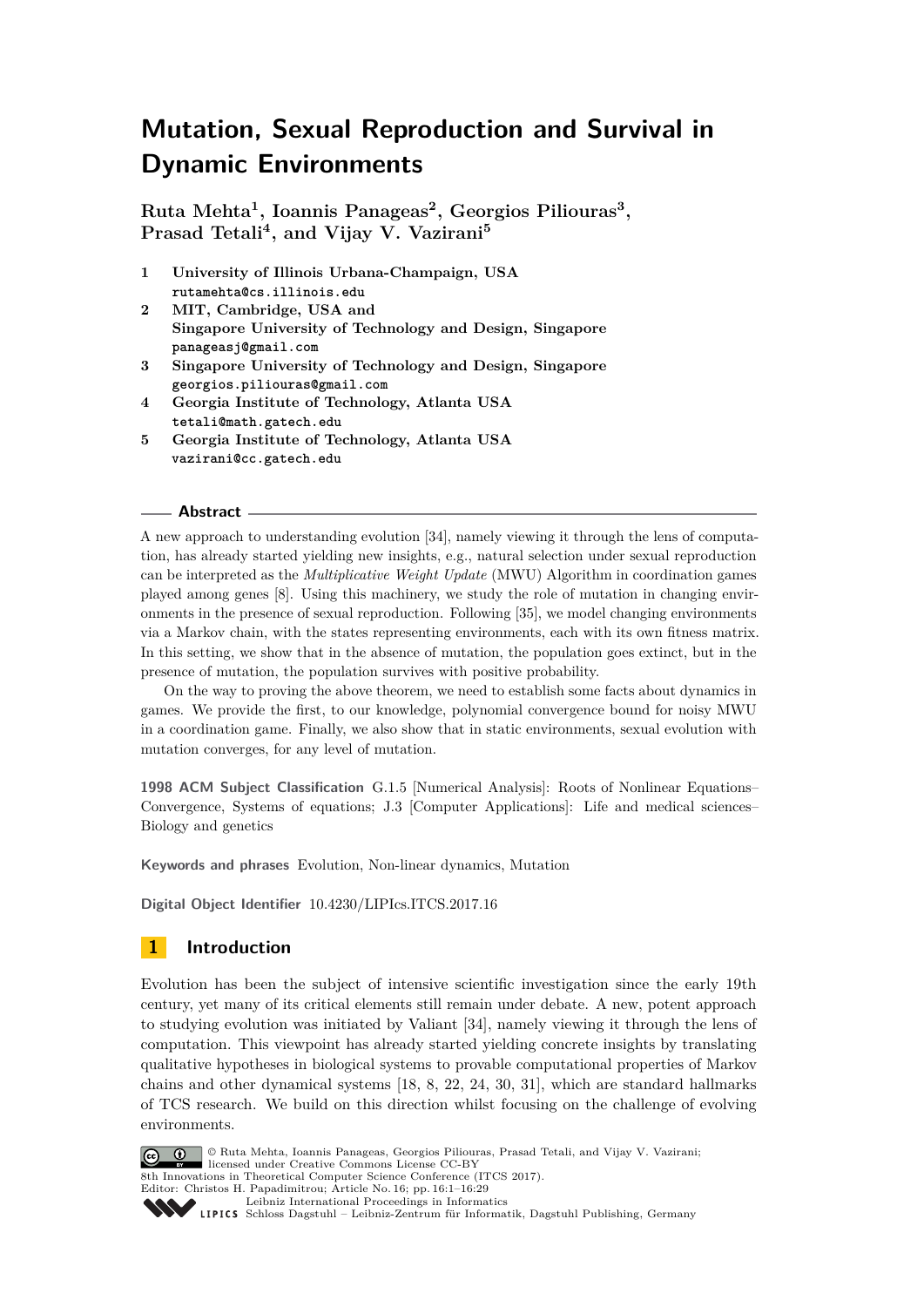# Mutation, Sexual Reproduction and Survival in Dynamic Environments

**Ruta Mehta[1], Ioannis Panageas[2], Georgios Piliouras[3], Prasad Tetali[4], and Vijay V. Vazirani[5]**

1. **University of Illinois Urbana-Champaign, USA**
   rutamehta@cs.illinois.edu
2. **MIT, Cambridge, USA and Singapore University of Technology and Design, Singapore**
   panageasj@gmail.com
3. **Singapore University of Technology and Design, Singapore**
   georgios.piliouras@gmail.com
4. **Georgia Institute of Technology, Atlanta USA**
   tetali@math.gatech.edu
5. **Georgia Institute of Technology, Atlanta USA**
   vazirani@cc.gatech.edu

## Abstract

A new approach to understanding evolution [34], namely viewing it through the lens of computation, has already started yielding new insights, e.g., natural selection under sexual reproduction can be interpreted as the *Multiplicative Weight Update* (MWU) Algorithm in coordination games played among genes [8]. Using this machinery, we study the role of mutation in changing environments in the presence of sexual reproduction. Following [35], we model changing environments via a Markov chain, with the states representing environments, each with its own fitness matrix. In this setting, we show that in the absence of mutation, the population goes extinct, but in the presence of mutation, the population survives with positive probability.

On the way to proving the above theorem, we need to establish some facts about dynamics in games. We provide the first, to our knowledge, polynomial convergence bound for noisy MWU in a coordination game. Finally, we also show that in static environments, sexual evolution with mutation converges, for any level of mutation.

**1998 ACM Subject Classification** G.1.5 [Numerical Analysis]: Roots of Nonlinear Equations–Convergence, Systems of equations; J.3 [Computer Applications]: Life and medical sciences–Biology and genetics

**Keywords and phrases** Evolution, Non-linear dynamics, Mutation

**Digital Object Identifier** 10.4230/LIPIcs.ITCS.2017.16

## 1 Introduction

Evolution has been the subject of intensive scientific investigation since the early 19th century, yet many of its critical elements still remain under debate. A new, potent approach to studying evolution was initiated by Valiant [34], namely viewing it through the lens of computation. This viewpoint has already started yielding concrete insights by translating qualitative hypotheses in biological systems to provable computational properties of Markov chains and other dynamical systems [18, 8, 22, 24, 30, 31], which are standard hallmarks of TCS research. We build on this direction whilst focusing on the challenge of evolving environments.

© Ruta Mehta, Ioannis Panageas, Georgios Piliouras, Prasad Tetali, and Vijay V. Vazirani; licensed under Creative Commons License CC-BY
8th Innovations in Theoretical Computer Science Conference (ITCS 2017).
Editor: Christos H. Papadimitriou; Article No. 16; pp. 16:1–16:29
Leibniz International Proceedings in Informatics
Schloss Dagstuhl – Leibniz-Zentrum für Informatik, Dagstuhl Publishing, Germany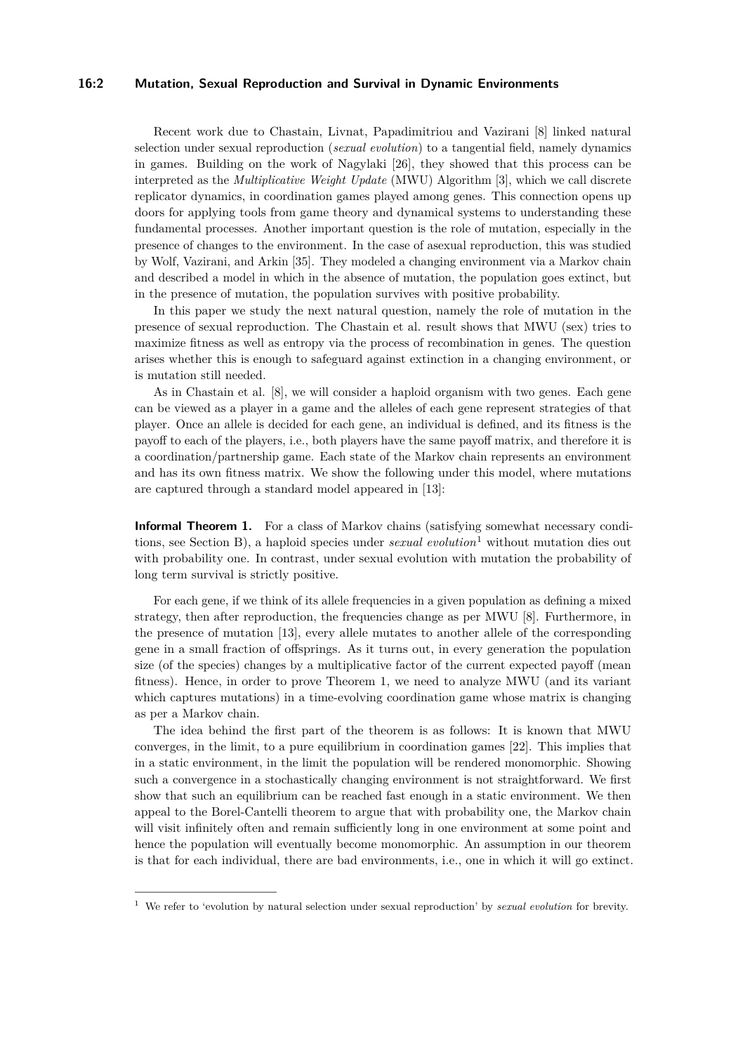Recent work due to Chastain, Livnat, Papadimitriou and Vazirani [8] linked natural selection under sexual reproduction (*sexual evolution*) to a tangential field, namely dynamics in games. Building on the work of Nagylaki [26], they showed that this process can be interpreted as the *Multiplicative Weight Update* (MWU) Algorithm [3], which we call discrete replicator dynamics, in coordination games played among genes. This connection opens up doors for applying tools from game theory and dynamical systems to understanding these fundamental processes. Another important question is the role of mutation, especially in the presence of changes to the environment. In the case of asexual reproduction, this was studied by Wolf, Vazirani, and Arkin [35]. They modeled a changing environment via a Markov chain and described a model in which in the absence of mutation, the population goes extinct, but in the presence of mutation, the population survives with positive probability.

In this paper we study the next natural question, namely the role of mutation in the presence of sexual reproduction. The Chastain et al. result shows that MWU (sex) tries to maximize fitness as well as entropy via the process of recombination in genes. The question arises whether this is enough to safeguard against extinction in a changing environment, or is mutation still needed.

As in Chastain et al. [8], we will consider a haploid organism with two genes. Each gene can be viewed as a player in a game and the alleles of each gene represent strategies of that player. Once an allele is decided for each gene, an individual is defined, and its fitness is the payoff to each of the players, i.e., both players have the same payoff matrix, and therefore it is a coordination/partnership game. Each state of the Markov chain represents an environment and has its own fitness matrix. We show the following under this model, where mutations are captured through a standard model appeared in [13]:

**Informal Theorem 1.** For a class of Markov chains (satisfying somewhat necessary conditions, see Section B), a haploid species under *sexual evolution*[1] without mutation dies out with probability one. In contrast, under sexual evolution with mutation the probability of long term survival is strictly positive.

For each gene, if we think of its allele frequencies in a given population as defining a mixed strategy, then after reproduction, the frequencies change as per MWU [8]. Furthermore, in the presence of mutation [13], every allele mutates to another allele of the corresponding gene in a small fraction of offsprings. As it turns out, in every generation the population size (of the species) changes by a multiplicative factor of the current expected payoff (mean fitness). Hence, in order to prove Theorem 1, we need to analyze MWU (and its variant which captures mutations) in a time-evolving coordination game whose matrix is changing as per a Markov chain.

The idea behind the first part of the theorem is as follows: It is known that MWU converges, in the limit, to a pure equilibrium in coordination games [22]. This implies that in a static environment, in the limit the population will be rendered monomorphic. Showing such a convergence in a stochastically changing environment is not straightforward. We first show that such an equilibrium can be reached fast enough in a static environment. We then appeal to the Borel-Cantelli theorem to argue that with probability one, the Markov chain will visit infinitely often and remain sufficiently long in one environment at some point and hence the population will eventually become monomorphic. An assumption in our theorem is that for each individual, there are bad environments, i.e., one in which it will go extinct.

[1] We refer to 'evolution by natural selection under sexual reproduction' by *sexual evolution* for brevity.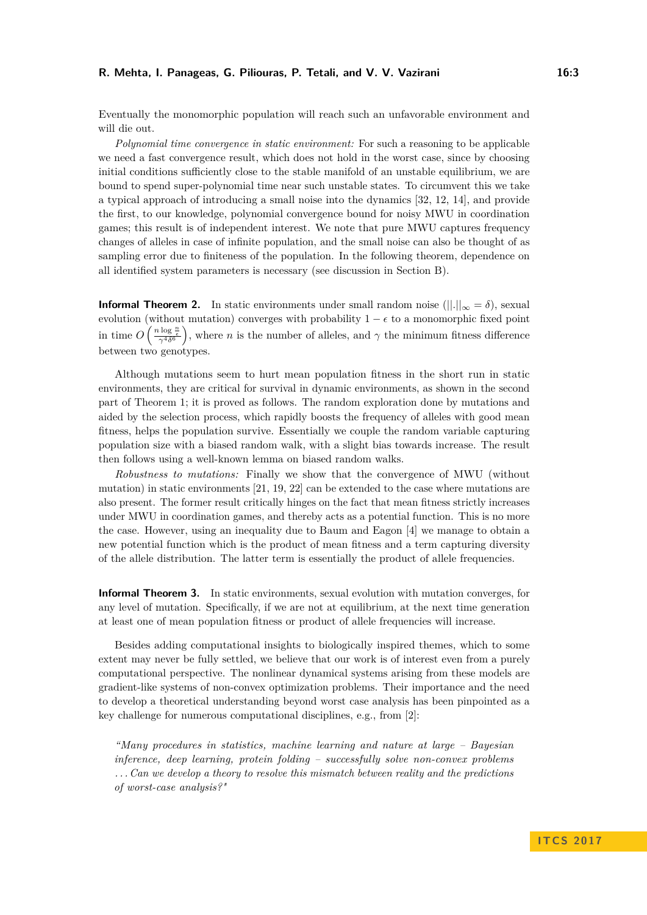Eventually the monomorphic population will reach such an unfavorable environment and will die out.

*Polynomial time convergence in static environment:* For such a reasoning to be applicable we need a fast convergence result, which does not hold in the worst case, since by choosing initial conditions sufficiently close to the stable manifold of an unstable equilibrium, we are bound to spend super-polynomial time near such unstable states. To circumvent this we take a typical approach of introducing a small noise into the dynamics [32, 12, 14], and provide the first, to our knowledge, polynomial convergence bound for noisy MWU in coordination games; this result is of independent interest. We note that pure MWU captures frequency changes of alleles in case of infinite population, and the small noise can also be thought of as sampling error due to finiteness of the population. In the following theorem, dependence on all identified system parameters is necessary (see discussion in Section B).

**Informal Theorem 2.** In static environments under small random noise ($||.||_\infty = \delta$), sexual evolution (without mutation) converges with probability $1 - \epsilon$ to a monomorphic fixed point in time $O\left(\frac{n \log \frac{n}{\epsilon}}{\gamma^4 \delta^6}\right)$, where $n$ is the number of alleles, and $\gamma$ the minimum fitness difference between two genotypes.

Although mutations seem to hurt mean population fitness in the short run in static environments, they are critical for survival in dynamic environments, as shown in the second part of Theorem 1; it is proved as follows. The random exploration done by mutations and aided by the selection process, which rapidly boosts the frequency of alleles with good mean fitness, helps the population survive. Essentially we couple the random variable capturing population size with a biased random walk, with a slight bias towards increase. The result then follows using a well-known lemma on biased random walks.

*Robustness to mutations:* Finally we show that the convergence of MWU (without mutation) in static environments [21, 19, 22] can be extended to the case where mutations are also present. The former result critically hinges on the fact that mean fitness strictly increases under MWU in coordination games, and thereby acts as a potential function. This is no more the case. However, using an inequality due to Baum and Eagon [4] we manage to obtain a new potential function which is the product of mean fitness and a term capturing diversity of the allele distribution. The latter term is essentially the product of allele frequencies.

**Informal Theorem 3.** In static environments, sexual evolution with mutation converges, for any level of mutation. Specifically, if we are not at equilibrium, at the next time generation at least one of mean population fitness or product of allele frequencies will increase.

Besides adding computational insights to biologically inspired themes, which to some extent may never be fully settled, we believe that our work is of interest even from a purely computational perspective. The nonlinear dynamical systems arising from these models are gradient-like systems of non-convex optimization problems. Their importance and the need to develop a theoretical understanding beyond worst case analysis has been pinpointed as a key challenge for numerous computational disciplines, e.g., from [2]:

> *"Many procedures in statistics, machine learning and nature at large – Bayesian inference, deep learning, protein folding – successfully solve non-convex problems . . . Can we develop a theory to resolve this mismatch between reality and the predictions of worst-case analysis?"*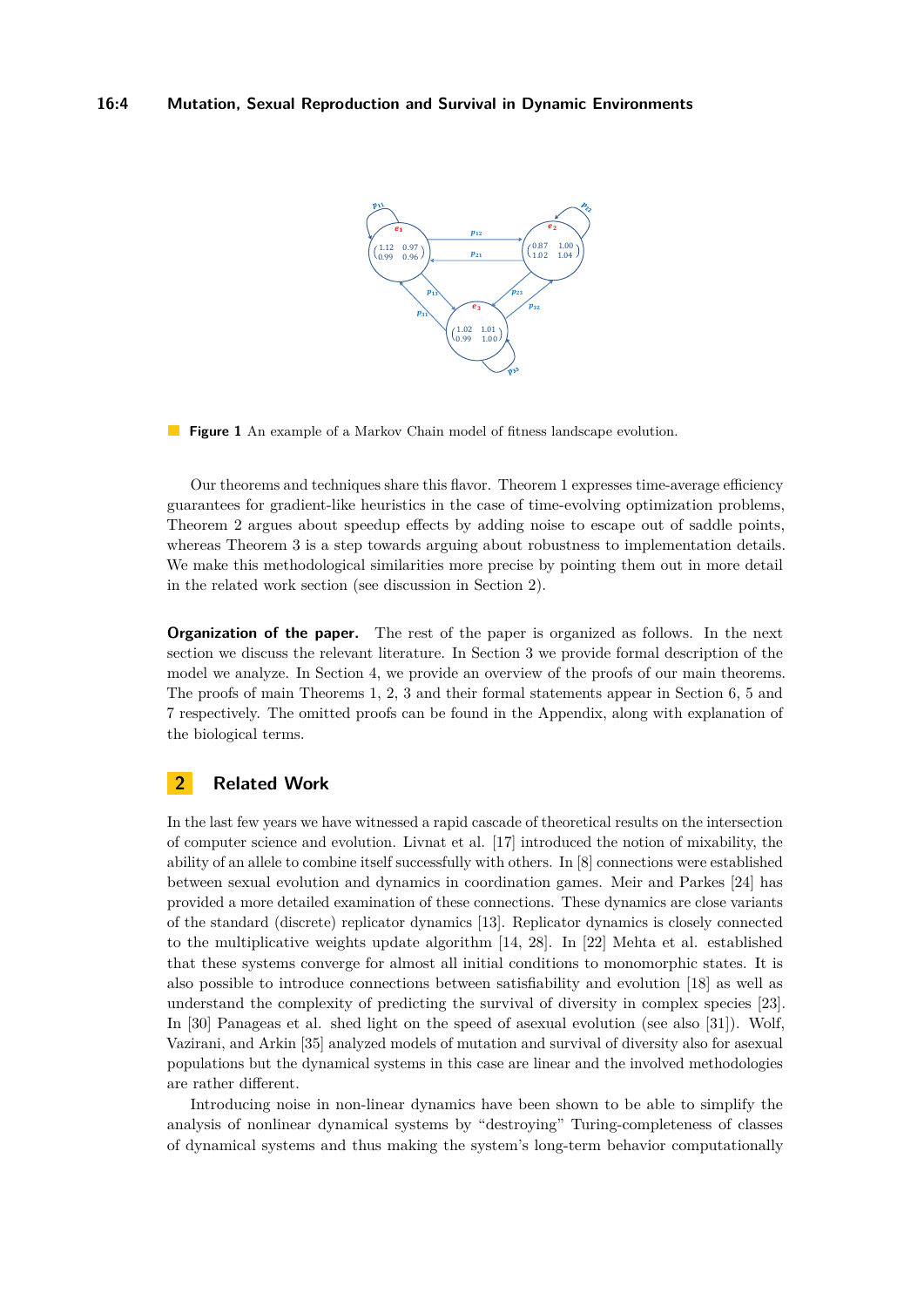$p_{11}$

$e_1$

$\begin{pmatrix} 1.12 & 0.97 \\ 0.99 & 0.96 \end{pmatrix}$

$p_{12}$

$p_{21}$

$p_{22}$

$e_2$

$\begin{pmatrix} 0.87 & 1.00 \\ 1.02 & 1.04 \end{pmatrix}$

$p_{13}$

$p_{31}$

$p_{23}$

$p_{32}$

$e_3$

$\begin{pmatrix} 1.02 & 1.01 \\ 0.99 & 1.00 \end{pmatrix}$

$p_{33}$

**Figure 1** An example of a Markov Chain model of fitness landscape evolution.

Our theorems and techniques share this flavor. Theorem 1 expresses time-average efficiency guarantees for gradient-like heuristics in the case of time-evolving optimization problems, Theorem 2 argues about speedup effects by adding noise to escape out of saddle points, whereas Theorem 3 is a step towards arguing about robustness to implementation details. We make this methodological similarities more precise by pointing them out in more detail in the related work section (see discussion in Section 2).

**Organization of the paper.** The rest of the paper is organized as follows. In the next section we discuss the relevant literature. In Section 3 we provide formal description of the model we analyze. In Section 4, we provide an overview of the proofs of our main theorems. The proofs of main Theorems 1, 2, 3 and their formal statements appear in Section 6, 5 and 7 respectively. The omitted proofs can be found in the Appendix, along with explanation of the biological terms.

## 2 Related Work

In the last few years we have witnessed a rapid cascade of theoretical results on the intersection of computer science and evolution. Livnat et al. [17] introduced the notion of mixability, the ability of an allele to combine itself successfully with others. In [8] connections were established between sexual evolution and dynamics in coordination games. Meir and Parkes [24] has provided a more detailed examination of these connections. These dynamics are close variants of the standard (discrete) replicator dynamics [13]. Replicator dynamics is closely connected to the multiplicative weights update algorithm [14, 28]. In [22] Mehta et al. established that these systems converge for almost all initial conditions to monomorphic states. It is also possible to introduce connections between satisfiability and evolution [18] as well as understand the complexity of predicting the survival of diversity in complex species [23]. In [30] Panageas et al. shed light on the speed of asexual evolution (see also [31]). Wolf, Vazirani, and Arkin [35] analyzed models of mutation and survival of diversity also for asexual populations but the dynamical systems in this case are linear and the involved methodologies are rather different.

Introducing noise in non-linear dynamics have been shown to be able to simplify the analysis of nonlinear dynamical systems by "destroying" Turing-completeness of classes of dynamical systems and thus making the system's long-term behavior computationally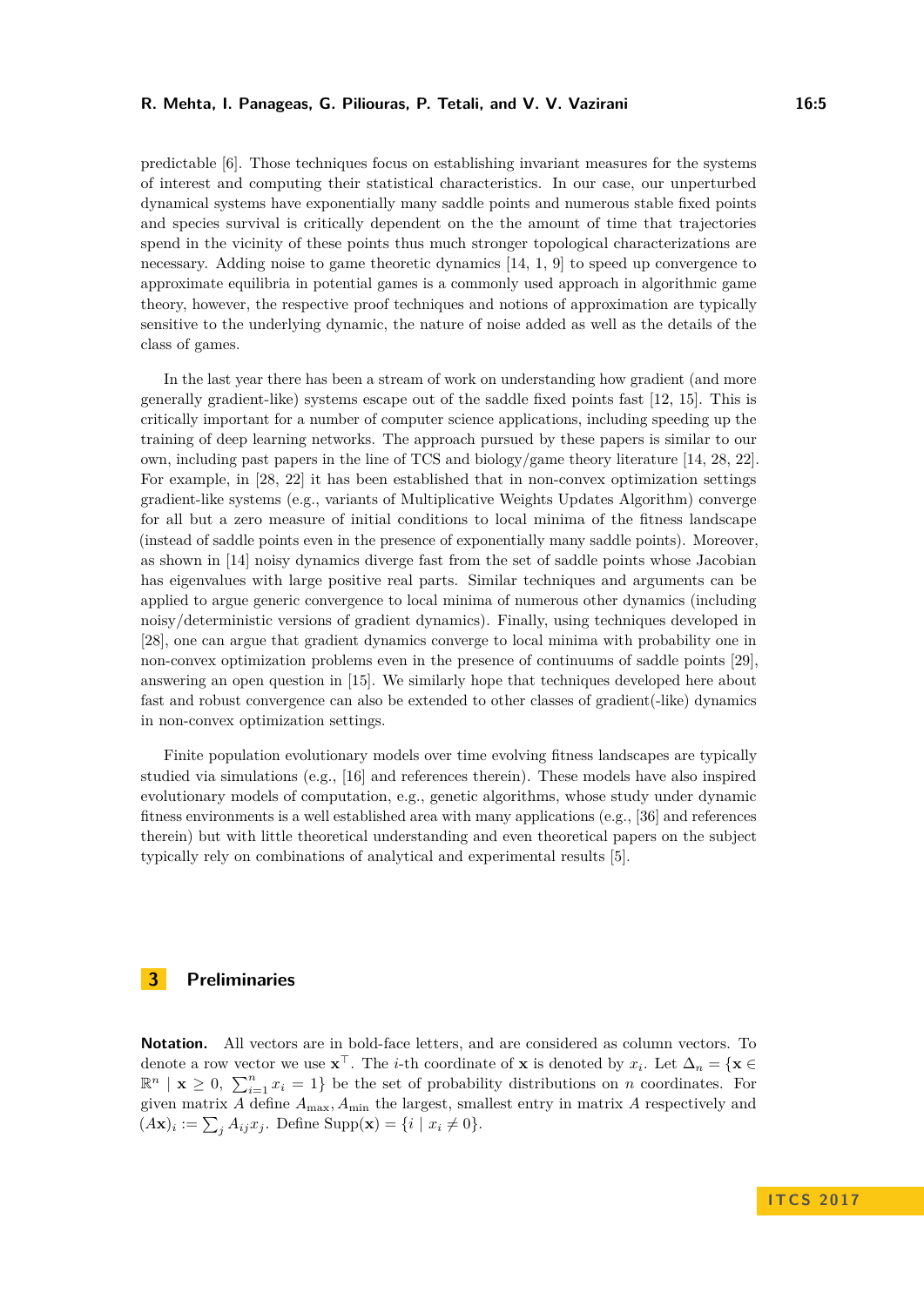predictable [6]. Those techniques focus on establishing invariant measures for the systems of interest and computing their statistical characteristics. In our case, our unperturbed dynamical systems have exponentially many saddle points and numerous stable fixed points and species survival is critically dependent on the the amount of time that trajectories spend in the vicinity of these points thus much stronger topological characterizations are necessary. Adding noise to game theoretic dynamics [14, 1, 9] to speed up convergence to approximate equilibria in potential games is a commonly used approach in algorithmic game theory, however, the respective proof techniques and notions of approximation are typically sensitive to the underlying dynamic, the nature of noise added as well as the details of the class of games.

In the last year there has been a stream of work on understanding how gradient (and more generally gradient-like) systems escape out of the saddle fixed points fast [12, 15]. This is critically important for a number of computer science applications, including speeding up the training of deep learning networks. The approach pursued by these papers is similar to our own, including past papers in the line of TCS and biology/game theory literature [14, 28, 22]. For example, in [28, 22] it has been established that in non-convex optimization settings gradient-like systems (e.g., variants of Multiplicative Weights Updates Algorithm) converge for all but a zero measure of initial conditions to local minima of the fitness landscape (instead of saddle points even in the presence of exponentially many saddle points). Moreover, as shown in [14] noisy dynamics diverge fast from the set of saddle points whose Jacobian has eigenvalues with large positive real parts. Similar techniques and arguments can be applied to argue generic convergence to local minima of numerous other dynamics (including noisy/deterministic versions of gradient dynamics). Finally, using techniques developed in [28], one can argue that gradient dynamics converge to local minima with probability one in non-convex optimization problems even in the presence of continuums of saddle points [29], answering an open question in [15]. We similarly hope that techniques developed here about fast and robust convergence can also be extended to other classes of gradient(-like) dynamics in non-convex optimization settings.

Finite population evolutionary models over time evolving fitness landscapes are typically studied via simulations (e.g., [16] and references therein). These models have also inspired evolutionary models of computation, e.g., genetic algorithms, whose study under dynamic fitness environments is a well established area with many applications (e.g., [36] and references therein) but with little theoretical understanding and even theoretical papers on the subject typically rely on combinations of analytical and experimental results [5].

## 3 Preliminaries

**Notation.** All vectors are in bold-face letters, and are considered as column vectors. To denote a row vector we use $\mathbf{x}^\top$. The $i$-th coordinate of $\mathbf{x}$ is denoted by $x_i$. Let $\Delta_n = \{\mathbf{x} \in \mathbb{R}^n \mid \mathbf{x} \geq 0,\ \sum_{i=1}^n x_i = 1\}$ be the set of probability distributions on $n$ coordinates. For given matrix $A$ define $A_{\max}, A_{\min}$ the largest, smallest entry in matrix $A$ respectively and $(A\mathbf{x})_i := \sum_j A_{ij}x_j$. Define $\text{Supp}(\mathbf{x}) = \{i \mid x_i \neq 0\}$.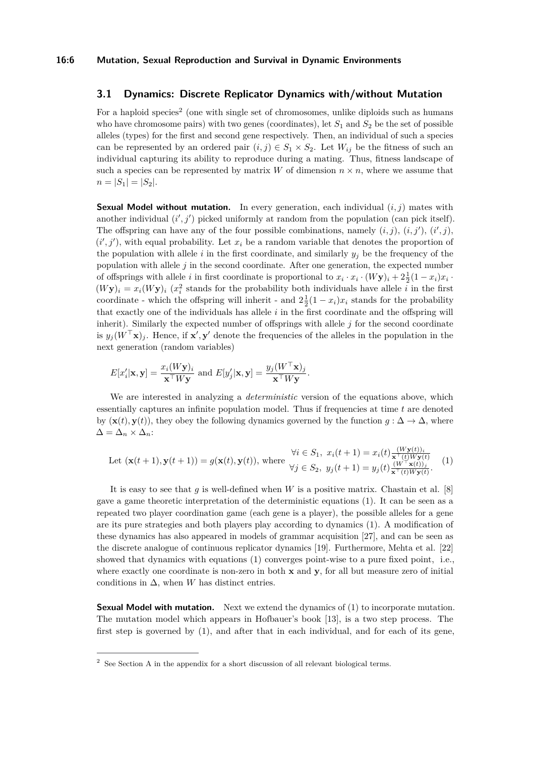## 3.1 Dynamics: Discrete Replicator Dynamics with/without Mutation

For a haploid species[2] (one with single set of chromosomes, unlike diploids such as humans who have chromosome pairs) with two genes (coordinates), let $S_1$ and $S_2$ be the set of possible alleles (types) for the first and second gene respectively. Then, an individual of such a species can be represented by an ordered pair $(i, j) \in S_1 \times S_2$. Let $W_{ij}$ be the fitness of such an individual capturing its ability to reproduce during a mating. Thus, fitness landscape of such a species can be represented by matrix $W$ of dimension $n \times n$, where we assume that $n = |S_1| = |S_2|$.

**Sexual Model without mutation.** In every generation, each individual $(i, j)$ mates with another individual $(i', j')$ picked uniformly at random from the population (can pick itself). The offspring can have any of the four possible combinations, namely $(i, j)$, $(i, j')$, $(i', j)$, $(i', j')$, with equal probability. Let $x_i$ be a random variable that denotes the proportion of the population with allele $i$ in the first coordinate, and similarly $y_j$ be the frequency of the population with allele $j$ in the second coordinate. After one generation, the expected number of offsprings with allele $i$ in first coordinate is proportional to $x_i \cdot x_i \cdot (W\mathbf{y})_i + 2\frac{1}{2}(1 - x_i)x_i \cdot (W\mathbf{y})_i = x_i(W\mathbf{y})_i$ ($x_i^2$ stands for the probability both individuals have allele $i$ in the first coordinate - which the offspring will inherit - and $2\frac{1}{2}(1 - x_i)x_i$ stands for the probability that exactly one of the individuals has allele $i$ in the first coordinate and the offspring will inherit). Similarly the expected number of offsprings with allele $j$ for the second coordinate is $y_j(W^\top \mathbf{x})_j$. Hence, if $\mathbf{x}', \mathbf{y}'$ denote the frequencies of the alleles in the population in the next generation (random variables)

$$E[x_i'|\mathbf{x}, \mathbf{y}] = \frac{x_i(W\mathbf{y})_i}{\mathbf{x}^\top W\mathbf{y}} \text{ and } E[y_j'|\mathbf{x}, \mathbf{y}] = \frac{y_j(W^\top \mathbf{x})_j}{\mathbf{x}^\top W\mathbf{y}}.$$

We are interested in analyzing a *deterministic* version of the equations above, which essentially captures an infinite population model. Thus if frequencies at time $t$ are denoted by $(\mathbf{x}(t), \mathbf{y}(t))$, they obey the following dynamics governed by the function $g : \Delta \to \Delta$, where $\Delta = \Delta_n \times \Delta_n$:

$$\text{Let } (\mathbf{x}(t+1), \mathbf{y}(t+1)) = g(\mathbf{x}(t), \mathbf{y}(t)), \text{ where } \begin{array}{l} \forall i \in S_1,\ x_i(t+1) = x_i(t)\frac{(W\mathbf{y}(t))_i}{\mathbf{x}^\top(t)W\mathbf{y}(t)} \\ \forall j \in S_2,\ y_j(t+1) = y_j(t)\frac{(W^\top \mathbf{x}(t))_j}{\mathbf{x}^\top(t)W\mathbf{y}(t)}. \end{array} \quad (1)$$

It is easy to see that $g$ is well-defined when $W$ is a positive matrix. Chastain et al. [8] gave a game theoretic interpretation of the deterministic equations (1). It can be seen as a repeated two player coordination game (each gene is a player), the possible alleles for a gene are its pure strategies and both players play according to dynamics (1). A modification of these dynamics has also appeared in models of grammar acquisition [27], and can be seen as the discrete analogue of continuous replicator dynamics [19]. Furthermore, Mehta et al. [22] showed that dynamics with equations (1) converges point-wise to a pure fixed point, i.e., where exactly one coordinate is non-zero in both $\mathbf{x}$ and $\mathbf{y}$, for all but measure zero of initial conditions in $\Delta$, when $W$ has distinct entries.

**Sexual Model with mutation.** Next we extend the dynamics of (1) to incorporate mutation. The mutation model which appears in Hofbauer's book [13], is a two step process. The first step is governed by (1), and after that in each individual, and for each of its gene,

[2] See Section A in the appendix for a short discussion of all relevant biological terms.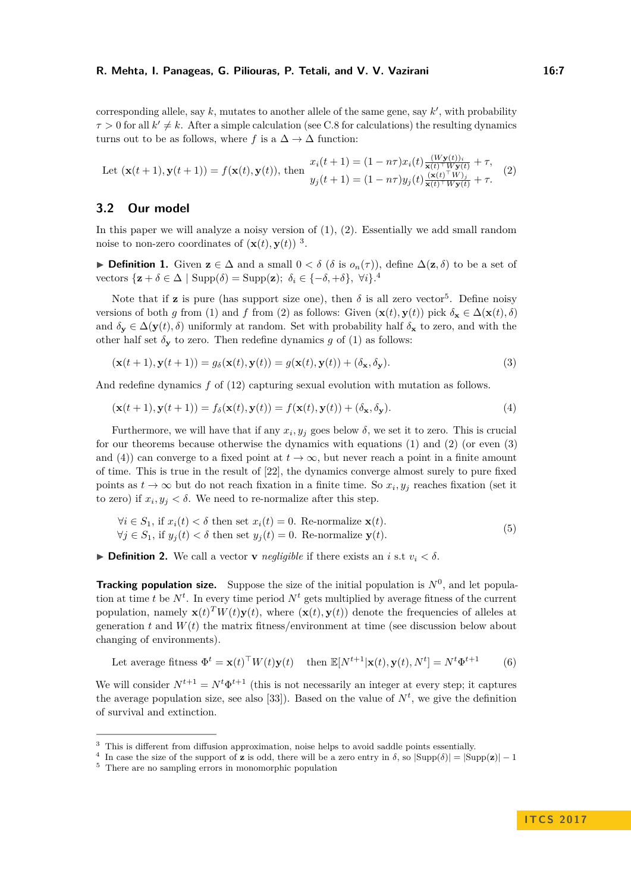corresponding allele, say $k$, mutates to another allele of the same gene, say $k'$, with probability $\tau > 0$ for all $k' \neq k$. After a simple calculation (see C.8 for calculations) the resulting dynamics turns out to be as follows, where $f$ is a $\Delta \to \Delta$ function:

$$\text{Let } (\mathbf{x}(t+1), \mathbf{y}(t+1)) = f(\mathbf{x}(t), \mathbf{y}(t)), \text{ then } \begin{array}{l} x_i(t+1) = (1 - n\tau) x_i(t) \frac{(W\mathbf{y}(t))_i}{\mathbf{x}(t)^\top W \mathbf{y}(t)} + \tau, \\ y_j(t+1) = (1 - n\tau) y_j(t) \frac{(\mathbf{x}(t)^\top W)_j}{\mathbf{x}(t)^\top W \mathbf{y}(t)} + \tau. \end{array} \quad (2)$$

## 3.2 Our model

In this paper we will analyze a noisy version of (1), (2). Essentially we add small random noise to non-zero coordinates of $(\mathbf{x}(t), \mathbf{y}(t))$ [3].

▶ **Definition 1.** Given $\mathbf{z} \in \Delta$ and a small $0 < \delta$ ($\delta$ is $o_n(\tau)$), define $\Delta(\mathbf{z}, \delta)$ to be a set of vectors $\{\mathbf{z} + \delta \in \Delta \mid \text{Supp}(\delta) = \text{Supp}(\mathbf{z});\ \delta_i \in \{-\delta, +\delta\},\ \forall i\}$.[4]

Note that if $\mathbf{z}$ is pure (has support size one), then $\delta$ is all zero vector[5]. Define noisy versions of both $g$ from (1) and $f$ from (2) as follows: Given $(\mathbf{x}(t), \mathbf{y}(t))$ pick $\delta_{\mathbf{x}} \in \Delta(\mathbf{x}(t), \delta)$ and $\delta_{\mathbf{y}} \in \Delta(\mathbf{y}(t), \delta)$ uniformly at random. Set with probability half $\delta_{\mathbf{x}}$ to zero, and with the other half set $\delta_{\mathbf{y}}$ to zero. Then redefine dynamics $g$ of (1) as follows:

$$(\mathbf{x}(t+1), \mathbf{y}(t+1)) = g_\delta(\mathbf{x}(t), \mathbf{y}(t)) = g(\mathbf{x}(t), \mathbf{y}(t)) + (\delta_{\mathbf{x}}, \delta_{\mathbf{y}}). \quad (3)$$

And redefine dynamics $f$ of (12) capturing sexual evolution with mutation as follows.

$$(\mathbf{x}(t+1), \mathbf{y}(t+1)) = f_\delta(\mathbf{x}(t), \mathbf{y}(t)) = f(\mathbf{x}(t), \mathbf{y}(t)) + (\delta_{\mathbf{x}}, \delta_{\mathbf{y}}). \quad (4)$$

Furthermore, we will have that if any $x_i, y_j$ goes below $\delta$, we set it to zero. This is crucial for our theorems because otherwise the dynamics with equations (1) and (2) (or even (3) and (4)) can converge to a fixed point at $t \to \infty$, but never reach a point in a finite amount of time. This is true in the result of [22], the dynamics converge almost surely to pure fixed points as $t \to \infty$ but do not reach fixation in a finite time. So $x_i, y_j$ reaches fixation (set it to zero) if $x_i, y_j < \delta$. We need to re-normalize after this step.

$$\begin{array}{l} \forall i \in S_1, \text{ if } x_i(t) < \delta \text{ then set } x_i(t) = 0. \text{ Re-normalize } \mathbf{x}(t). \\ \forall j \in S_1, \text{ if } y_j(t) < \delta \text{ then set } y_j(t) = 0. \text{ Re-normalize } \mathbf{y}(t). \end{array} \quad (5)$$

▶ **Definition 2.** We call a vector $\mathbf{v}$ *negligible* if there exists an $i$ s.t $v_i < \delta$.

**Tracking population size.** Suppose the size of the initial population is $N^0$, and let population at time $t$ be $N^t$. In every time period $N^t$ gets multiplied by average fitness of the current population, namely $\mathbf{x}(t)^T W(t) \mathbf{y}(t)$, where $(\mathbf{x}(t), \mathbf{y}(t))$ denote the frequencies of alleles at generation $t$ and $W(t)$ the matrix fitness/environment at time (see discussion below about changing of environments).

$$\text{Let average fitness } \Phi^t = \mathbf{x}(t)^\top W(t) \mathbf{y}(t) \quad \text{then } \mathbb{E}[N^{t+1} | \mathbf{x}(t), \mathbf{y}(t), N^t] = N^t \Phi^{t+1} \quad (6)$$

We will consider $N^{t+1} = N^t \Phi^{t+1}$ (this is not necessarily an integer at every step; it captures the average population size, see also [33]). Based on the value of $N^t$, we give the definition of survival and extinction.

[3] This is different from diffusion approximation, noise helps to avoid saddle points essentially.

[4] In case the size of the support of $\mathbf{z}$ is odd, there will be a zero entry in $\delta$, so $|\text{Supp}(\delta)| = |\text{Supp}(\mathbf{z})| - 1$

[5] There are no sampling errors in monomorphic population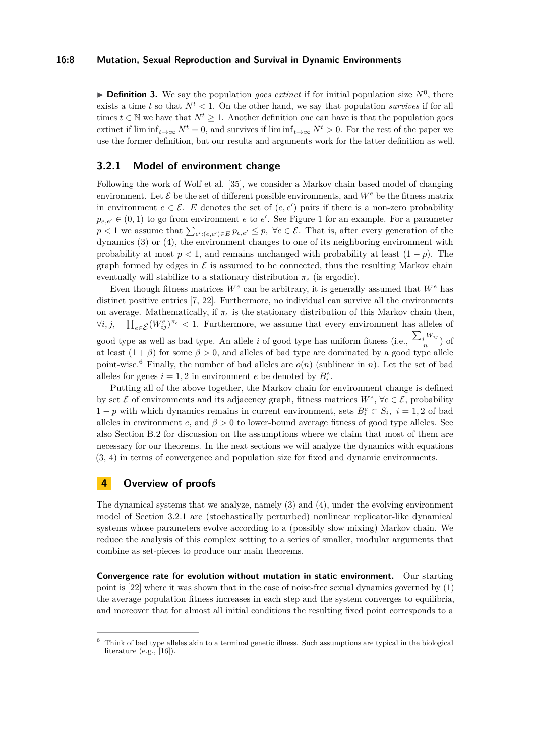▶ **Definition 3.** We say the population *goes extinct* if for initial population size $N^0$, there exists a time $t$ so that $N^t < 1$. On the other hand, we say that population *survives* if for all times $t \in \mathbb{N}$ we have that $N^t \geq 1$. Another definition one can have is that the population goes extinct if $\liminf_{t\to\infty} N^t = 0$, and survives if $\liminf_{t\to\infty} N^t > 0$. For the rest of the paper we use the former definition, but our results and arguments work for the latter definition as well.

### 3.2.1 Model of environment change

Following the work of Wolf et al. [35], we consider a Markov chain based model of changing environment. Let $\mathcal{E}$ be the set of different possible environments, and $W^e$ be the fitness matrix in environment $e \in \mathcal{E}$. $E$ denotes the set of $(e, e')$ pairs if there is a non-zero probability $p_{e,e'} \in (0, 1)$ to go from environment $e$ to $e'$. See Figure 1 for an example. For a parameter $p < 1$ we assume that $\sum_{e':(e,e')\in E} p_{e,e'} \leq p, \ \forall e \in \mathcal{E}$. That is, after every generation of the dynamics (3) or (4), the environment changes to one of its neighboring environment with probability at most $p < 1$, and remains unchanged with probability at least $(1 - p)$. The graph formed by edges in $\mathcal{E}$ is assumed to be connected, thus the resulting Markov chain eventually will stabilize to a stationary distribution $\pi_e$ (is ergodic).

Even though fitness matrices $W^e$ can be arbitrary, it is generally assumed that $W^e$ has distinct positive entries [7, 22]. Furthermore, no individual can survive all the environments on average. Mathematically, if $\pi_e$ is the stationary distribution of this Markov chain then, $\forall i, j, \quad \prod_{e\in\mathcal{E}} (W^e_{ij})^{\pi_e} < 1$. Furthermore, we assume that every environment has alleles of good type as well as bad type. An allele $i$ of good type has uniform fitness (i.e., $\frac{\sum_j W_{ij}}{n}$) of at least $(1 + \beta)$ for some $\beta > 0$, and alleles of bad type are dominated by a good type allele point-wise.[6] Finally, the number of bad alleles are $o(n)$ (sublinear in $n$). Let the set of bad alleles for genes $i = 1, 2$ in environment $e$ be denoted by $B^e_i$.

Putting all of the above together, the Markov chain for environment change is defined by set $\mathcal{E}$ of environments and its adjacency graph, fitness matrices $W^e, \forall e \in \mathcal{E}$, probability $1 - p$ with which dynamics remains in current environment, sets $B^e_i \subset S_i, \ i = 1, 2$ of bad alleles in environment $e$, and $\beta > 0$ to lower-bound average fitness of good type alleles. See also Section B.2 for discussion on the assumptions where we claim that most of them are necessary for our theorems. In the next sections we will analyze the dynamics with equations (3, 4) in terms of convergence and population size for fixed and dynamic environments.

## 4 Overview of proofs

The dynamical systems that we analyze, namely (3) and (4), under the evolving environment model of Section 3.2.1 are (stochastically perturbed) nonlinear replicator-like dynamical systems whose parameters evolve according to a (possibly slow mixing) Markov chain. We reduce the analysis of this complex setting to a series of smaller, modular arguments that combine as set-pieces to produce our main theorems.

**Convergence rate for evolution without mutation in static environment.** Our starting point is [22] where it was shown that in the case of noise-free sexual dynamics governed by (1) the average population fitness increases in each step and the system converges to equilibria, and moreover that for almost all initial conditions the resulting fixed point corresponds to a

[6] Think of bad type alleles akin to a terminal genetic illness. Such assumptions are typical in the biological literature (e.g., [16]).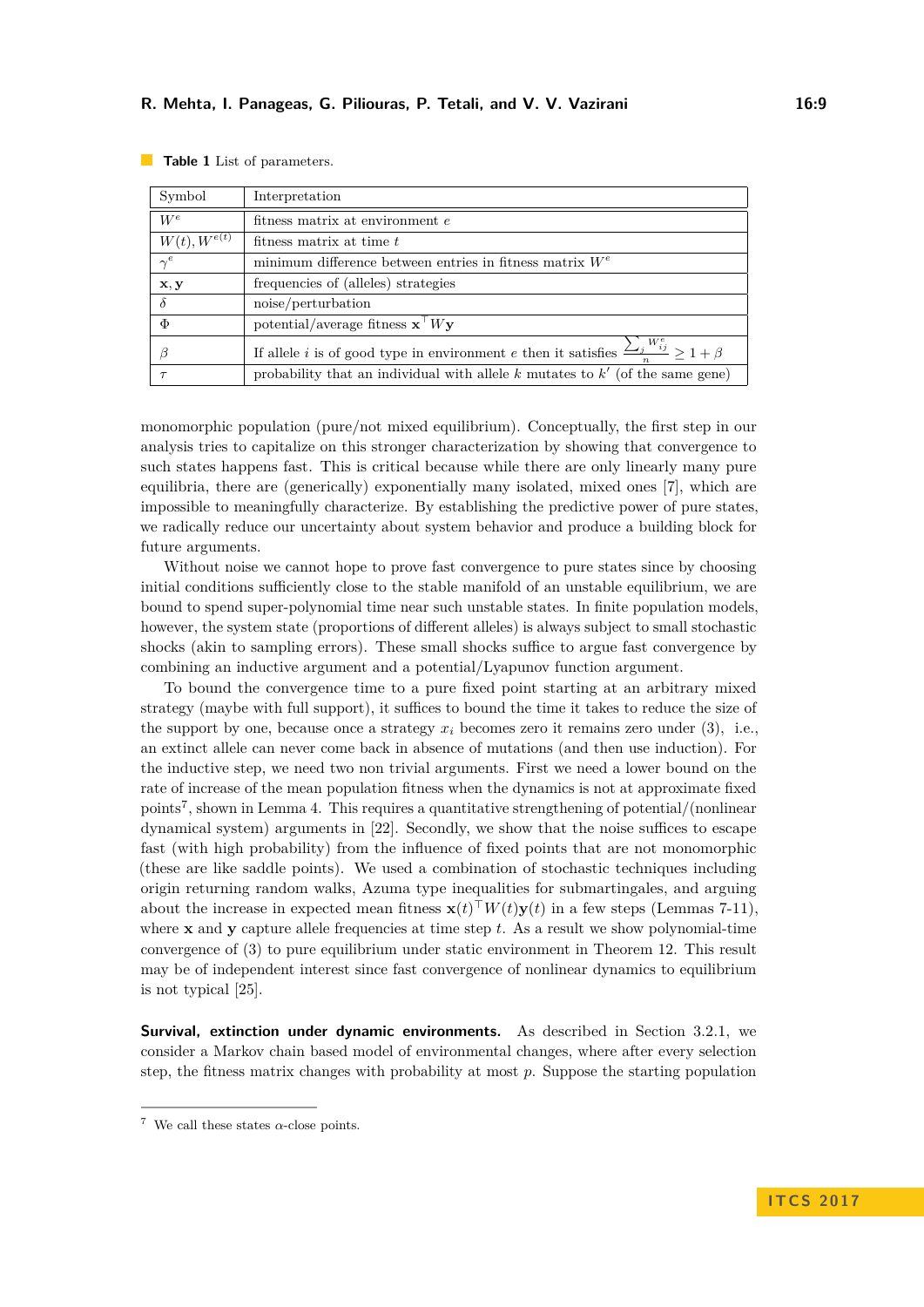**Table 1** List of parameters.

| Symbol | Interpretation |
|---|---|
| $W^e$ | fitness matrix at environment $e$ |
| $W(t), W^{e(t)}$ | fitness matrix at time $t$ |
| $\gamma^e$ | minimum difference between entries in fitness matrix $W^e$ |
| $\mathbf{x}, \mathbf{y}$ | frequencies of (alleles) strategies |
| $\delta$ | noise/perturbation |
| $\Phi$ | potential/average fitness $\mathbf{x}^\top W \mathbf{y}$ |
| $\beta$ | If allele $i$ is of good type in environment $e$ then it satisfies $\frac{\sum_j W^e_{ij}}{n} \geq 1 + \beta$ |
| $\tau$ | probability that an individual with allele $k$ mutates to $k'$ (of the same gene) |

monomorphic population (pure/not mixed equilibrium). Conceptually, the first step in our analysis tries to capitalize on this stronger characterization by showing that convergence to such states happens fast. This is critical because while there are only linearly many pure equilibria, there are (generically) exponentially many isolated, mixed ones [7], which are impossible to meaningfully characterize. By establishing the predictive power of pure states, we radically reduce our uncertainty about system behavior and produce a building block for future arguments.

Without noise we cannot hope to prove fast convergence to pure states since by choosing initial conditions sufficiently close to the stable manifold of an unstable equilibrium, we are bound to spend super-polynomial time near such unstable states. In finite population models, however, the system state (proportions of different alleles) is always subject to small stochastic shocks (akin to sampling errors). These small shocks suffice to argue fast convergence by combining an inductive argument and a potential/Lyapunov function argument.

To bound the convergence time to a pure fixed point starting at an arbitrary mixed strategy (maybe with full support), it suffices to bound the time it takes to reduce the size of the support by one, because once a strategy $x_i$ becomes zero it remains zero under (3), i.e., an extinct allele can never come back in absence of mutations (and then use induction). For the inductive step, we need two non trivial arguments. First we need a lower bound on the rate of increase of the mean population fitness when the dynamics is not at approximate fixed points[7], shown in Lemma 4. This requires a quantitative strengthening of potential/(nonlinear dynamical system) arguments in [22]. Secondly, we show that the noise suffices to escape fast (with high probability) from the influence of fixed points that are not monomorphic (these are like saddle points). We used a combination of stochastic techniques including origin returning random walks, Azuma type inequalities for submartingales, and arguing about the increase in expected mean fitness $\mathbf{x}(t)^\top W(t)\mathbf{y}(t)$ in a few steps (Lemmas 7-11), where $\mathbf{x}$ and $\mathbf{y}$ capture allele frequencies at time step $t$. As a result we show polynomial-time convergence of (3) to pure equilibrium under static environment in Theorem 12. This result may be of independent interest since fast convergence of nonlinear dynamics to equilibrium is not typical [25].

**Survival, extinction under dynamic environments.** As described in Section 3.2.1, we consider a Markov chain based model of environmental changes, where after every selection step, the fitness matrix changes with probability at most $p$. Suppose the starting population

[7] We call these states $\alpha$-close points.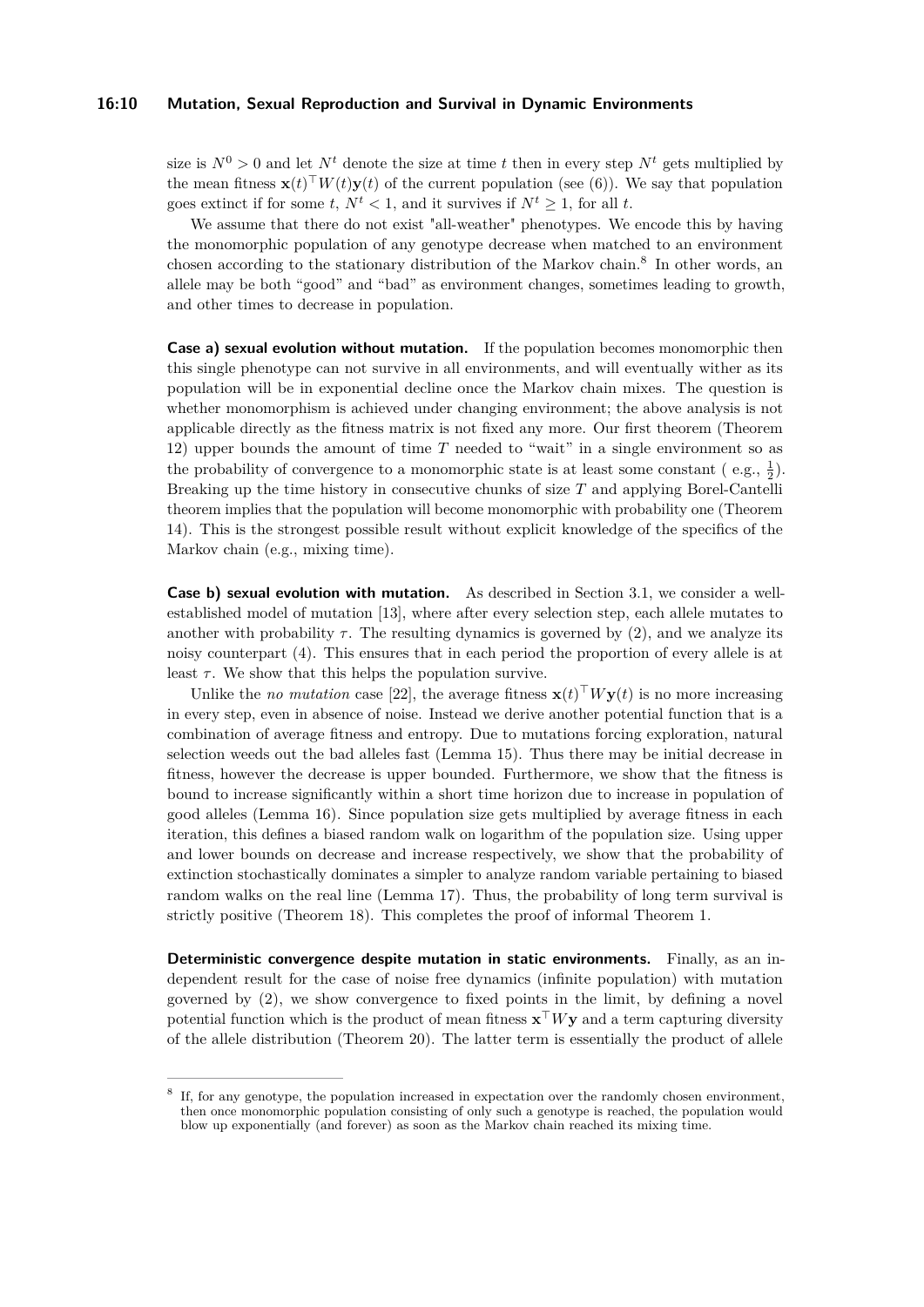size is $N^0 > 0$ and let $N^t$ denote the size at time $t$ then in every step $N^t$ gets multiplied by the mean fitness $\mathbf{x}(t)^\top W(t)\mathbf{y}(t)$ of the current population (see (6)). We say that population goes extinct if for some $t$, $N^t < 1$, and it survives if $N^t \geq 1$, for all $t$.

We assume that there do not exist "all-weather" phenotypes. We encode this by having the monomorphic population of any genotype decrease when matched to an environment chosen according to the stationary distribution of the Markov chain.[8] In other words, an allele may be both "good" and "bad" as environment changes, sometimes leading to growth, and other times to decrease in population.

**Case a) sexual evolution without mutation.** If the population becomes monomorphic then this single phenotype can not survive in all environments, and will eventually wither as its population will be in exponential decline once the Markov chain mixes. The question is whether monomorphism is achieved under changing environment; the above analysis is not applicable directly as the fitness matrix is not fixed any more. Our first theorem (Theorem 12) upper bounds the amount of time $T$ needed to "wait" in a single environment so as the probability of convergence to a monomorphic state is at least some constant ( e.g., $\frac{1}{2}$). Breaking up the time history in consecutive chunks of size $T$ and applying Borel-Cantelli theorem implies that the population will become monomorphic with probability one (Theorem 14). This is the strongest possible result without explicit knowledge of the specifics of the Markov chain (e.g., mixing time).

**Case b) sexual evolution with mutation.** As described in Section 3.1, we consider a well-established model of mutation [13], where after every selection step, each allele mutates to another with probability $\tau$. The resulting dynamics is governed by (2), and we analyze its noisy counterpart (4). This ensures that in each period the proportion of every allele is at least $\tau$. We show that this helps the population survive.

Unlike the *no mutation* case [22], the average fitness $\mathbf{x}(t)^\top W\mathbf{y}(t)$ is no more increasing in every step, even in absence of noise. Instead we derive another potential function that is a combination of average fitness and entropy. Due to mutations forcing exploration, natural selection weeds out the bad alleles fast (Lemma 15). Thus there may be initial decrease in fitness, however the decrease is upper bounded. Furthermore, we show that the fitness is bound to increase significantly within a short time horizon due to increase in population of good alleles (Lemma 16). Since population size gets multiplied by average fitness in each iteration, this defines a biased random walk on logarithm of the population size. Using upper and lower bounds on decrease and increase respectively, we show that the probability of extinction stochastically dominates a simpler to analyze random variable pertaining to biased random walks on the real line (Lemma 17). Thus, the probability of long term survival is strictly positive (Theorem 18). This completes the proof of informal Theorem 1.

**Deterministic convergence despite mutation in static environments.** Finally, as an independent result for the case of noise free dynamics (infinite population) with mutation governed by (2), we show convergence to fixed points in the limit, by defining a novel potential function which is the product of mean fitness $\mathbf{x}^\top W\mathbf{y}$ and a term capturing diversity of the allele distribution (Theorem 20). The latter term is essentially the product of allele

---

[8] If, for any genotype, the population increased in expectation over the randomly chosen environment, then once monomorphic population consisting of only such a genotype is reached, the population would blow up exponentially (and forever) as soon as the Markov chain reached its mixing time.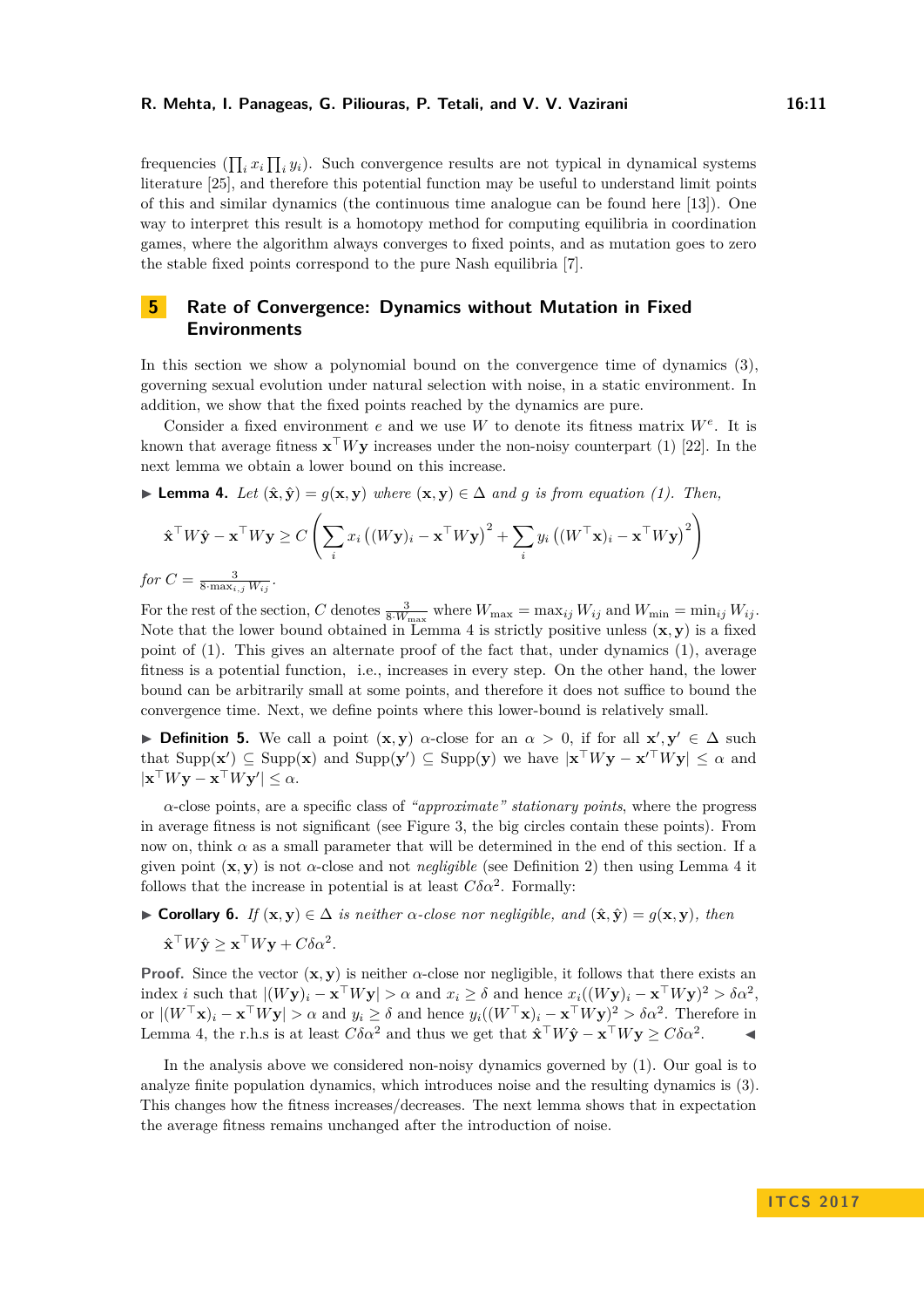frequencies ($\prod_i x_i \prod_i y_i$). Such convergence results are not typical in dynamical systems literature [25], and therefore this potential function may be useful to understand limit points of this and similar dynamics (the continuous time analogue can be found here [13]). One way to interpret this result is a homotopy method for computing equilibria in coordination games, where the algorithm always converges to fixed points, and as mutation goes to zero the stable fixed points correspond to the pure Nash equilibria [7].

## 5 Rate of Convergence: Dynamics without Mutation in Fixed Environments

In this section we show a polynomial bound on the convergence time of dynamics (3), governing sexual evolution under natural selection with noise, in a static environment. In addition, we show that the fixed points reached by the dynamics are pure.

Consider a fixed environment $e$ and we use $W$ to denote its fitness matrix $W^e$. It is known that average fitness $\mathbf{x}^\top W\mathbf{y}$ increases under the non-noisy counterpart (1) [22]. In the next lemma we obtain a lower bound on this increase.

▶ **Lemma 4.** *Let $(\hat{\mathbf{x}}, \hat{\mathbf{y}}) = g(\mathbf{x}, \mathbf{y})$ where $(\mathbf{x}, \mathbf{y}) \in \Delta$ and $g$ is from equation (1). Then,*

$$\hat{\mathbf{x}}^\top W\hat{\mathbf{y}} - \mathbf{x}^\top W\mathbf{y} \geq C\left(\sum_i x_i\left((W\mathbf{y})_i - \mathbf{x}^\top W\mathbf{y}\right)^2 + \sum_i y_i\left((W^\top\mathbf{x})_i - \mathbf{x}^\top W\mathbf{y}\right)^2\right)$$

*for $C = \frac{3}{8\cdot \max_{i,j} W_{ij}}$.*

For the rest of the section, $C$ denotes $\frac{3}{8\cdot W_{\max}}$ where $W_{\max} = \max_{ij} W_{ij}$ and $W_{\min} = \min_{ij} W_{ij}$. Note that the lower bound obtained in Lemma 4 is strictly positive unless $(\mathbf{x}, \mathbf{y})$ is a fixed point of (1). This gives an alternate proof of the fact that, under dynamics (1), average fitness is a potential function, i.e., increases in every step. On the other hand, the lower bound can be arbitrarily small at some points, and therefore it does not suffice to bound the convergence time. Next, we define points where this lower-bound is relatively small.

▶ **Definition 5.** We call a point $(\mathbf{x}, \mathbf{y})$ $\alpha$-close for an $\alpha > 0$, if for all $\mathbf{x}', \mathbf{y}' \in \Delta$ such that $\text{Supp}(\mathbf{x}') \subseteq \text{Supp}(\mathbf{x})$ and $\text{Supp}(\mathbf{y}') \subseteq \text{Supp}(\mathbf{y})$ we have $|\mathbf{x}^\top W\mathbf{y} - \mathbf{x}'^\top W\mathbf{y}| \leq \alpha$ and $|\mathbf{x}^\top W\mathbf{y} - \mathbf{x}^\top W\mathbf{y}'| \leq \alpha$.

$\alpha$-close points, are a specific class of *"approximate" stationary points*, where the progress in average fitness is not significant (see Figure 3, the big circles contain these points). From now on, think $\alpha$ as a small parameter that will be determined in the end of this section. If a given point $(\mathbf{x}, \mathbf{y})$ is not $\alpha$-close and not *negligible* (see Definition 2) then using Lemma 4 it follows that the increase in potential is at least $C\delta\alpha^2$. Formally:

▶ **Corollary 6.** *If $(\mathbf{x}, \mathbf{y}) \in \Delta$ is neither $\alpha$-close nor negligible, and $(\hat{\mathbf{x}}, \hat{\mathbf{y}}) = g(\mathbf{x}, \mathbf{y})$, then*

$$\hat{\mathbf{x}}^\top W\hat{\mathbf{y}} \geq \mathbf{x}^\top W\mathbf{y} + C\delta\alpha^2.$$

**Proof.** Since the vector $(\mathbf{x}, \mathbf{y})$ is neither $\alpha$-close nor negligible, it follows that there exists an index $i$ such that $|(W\mathbf{y})_i - \mathbf{x}^\top W\mathbf{y}| > \alpha$ and $x_i \geq \delta$ and hence $x_i((W\mathbf{y})_i - \mathbf{x}^\top W\mathbf{y})^2 > \delta\alpha^2$, or $|(W^\top\mathbf{x})_i - \mathbf{x}^\top W\mathbf{y}| > \alpha$ and $y_i \geq \delta$ and hence $y_i((W^\top\mathbf{x})_i - \mathbf{x}^\top W\mathbf{y})^2 > \delta\alpha^2$. Therefore in Lemma 4, the r.h.s is at least $C\delta\alpha^2$ and thus we get that $\hat{\mathbf{x}}^\top W\hat{\mathbf{y}} - \mathbf{x}^\top W\mathbf{y} \geq C\delta\alpha^2$. ◀

In the analysis above we considered non-noisy dynamics governed by (1). Our goal is to analyze finite population dynamics, which introduces noise and the resulting dynamics is (3). This changes how the fitness increases/decreases. The next lemma shows that in expectation the average fitness remains unchanged after the introduction of noise.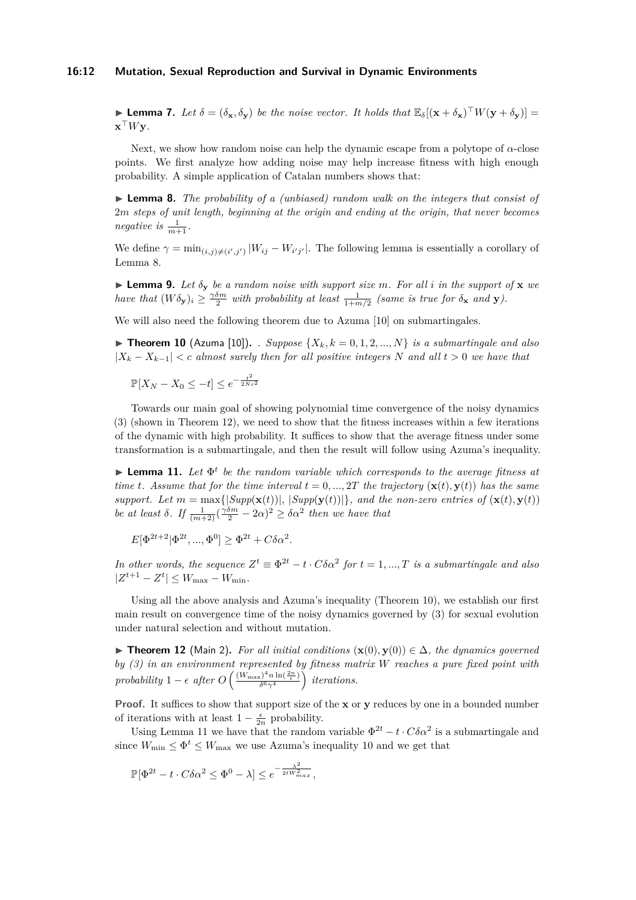▶ **Lemma 7.** *Let $\delta = (\delta_{\mathbf{x}}, \delta_{\mathbf{y}})$ be the noise vector. It holds that $\mathbb{E}_{\delta}[(\mathbf{x}+\delta_{\mathbf{x}})^\top W(\mathbf{y}+\delta_{\mathbf{y}})] = \mathbf{x}^\top W\mathbf{y}$.*

Next, we show how random noise can help the dynamic escape from a polytope of $\alpha$-close points. We first analyze how adding noise may help increase fitness with high enough probability. A simple application of Catalan numbers shows that:

▶ **Lemma 8.** *The probability of a (unbiased) random walk on the integers that consist of $2m$ steps of unit length, beginning at the origin and ending at the origin, that never becomes negative is $\frac{1}{m+1}$.*

We define $\gamma = \min_{(i,j)\neq(i',j')} |W_{ij} - W_{i'j'}|$. The following lemma is essentially a corollary of Lemma 8.

▶ **Lemma 9.** *Let $\delta_{\mathbf{y}}$ be a random noise with support size $m$. For all $i$ in the support of $\mathbf{x}$ we have that $(W\delta_{\mathbf{y}})_i \geq \frac{\gamma\delta m}{2}$ with probability at least $\frac{1}{1+m/2}$ (same is true for $\delta_{\mathbf{x}}$ and $\mathbf{y}$).*

We will also need the following theorem due to Azuma [10] on submartingales.

▶ **Theorem 10** (Azuma [10]). *. Suppose $\{X_k, k = 0, 1, 2, ..., N\}$ is a submartingale and also $|X_k - X_{k-1}| < c$ almost surely then for all positive integers $N$ and all $t > 0$ we have that*

$$\mathbb{P}[X_N - X_0 \leq -t] \leq e^{-\frac{t^2}{2Nc^2}}$$

Towards our main goal of showing polynomial time convergence of the noisy dynamics (3) (shown in Theorem 12), we need to show that the fitness increases within a few iterations of the dynamic with high probability. It suffices to show that the average fitness under some transformation is a submartingale, and then the result will follow using Azuma's inequality.

▶ **Lemma 11.** *Let $\Phi^t$ be the random variable which corresponds to the average fitness at time $t$. Assume that for the time interval $t = 0, ..., 2T$ the trajectory $(\mathbf{x}(t), \mathbf{y}(t))$ has the same support. Let $m = \max\{|Supp(\mathbf{x}(t))|, |Supp(\mathbf{y}(t))|\}$, and the non-zero entries of $(\mathbf{x}(t), \mathbf{y}(t))$ be at least $\delta$. If $\frac{1}{(m+2)}(\frac{\gamma\delta m}{2} - 2\alpha)^2 \geq \delta\alpha^2$ then we have that*

$$E[\Phi^{2t+2}|\Phi^{2t}, ..., \Phi^0] \geq \Phi^{2t} + C\delta\alpha^2.$$

*In other words, the sequence $Z^t \equiv \Phi^{2t} - t\cdot C\delta\alpha^2$ for $t = 1, ..., T$ is a submartingale and also $|Z^{t+1} - Z^t| \leq W_{\max} - W_{\min}$.*

Using all the above analysis and Azuma's inequality (Theorem 10), we establish our first main result on convergence time of the noisy dynamics governed by (3) for sexual evolution under natural selection and without mutation.

▶ **Theorem 12** (Main 2). *For all initial conditions $(\mathbf{x}(0), \mathbf{y}(0)) \in \Delta$, the dynamics governed by (3) in an environment represented by fitness matrix $W$ reaches a pure fixed point with probability $1 - \epsilon$ after $O\left(\frac{(W_{\max})^4 n \ln(\frac{2n}{\epsilon})}{\delta^6\gamma^4}\right)$ iterations.*

**Proof.** It suffices to show that support size of the $\mathbf{x}$ or $\mathbf{y}$ reduces by one in a bounded number of iterations with at least $1 - \frac{\epsilon}{2n}$ probability.

Using Lemma 11 we have that the random variable $\Phi^{2t} - t\cdot C\delta\alpha^2$ is a submartingale and since $W_{\min} \leq \Phi^t \leq W_{\max}$ we use Azuma's inequality 10 and we get that

$$\mathbb{P}[\Phi^{2t} - t\cdot C\delta\alpha^2 \leq \Phi^0 - \lambda] \leq e^{-\frac{\lambda^2}{2tW_{max}^2}},$$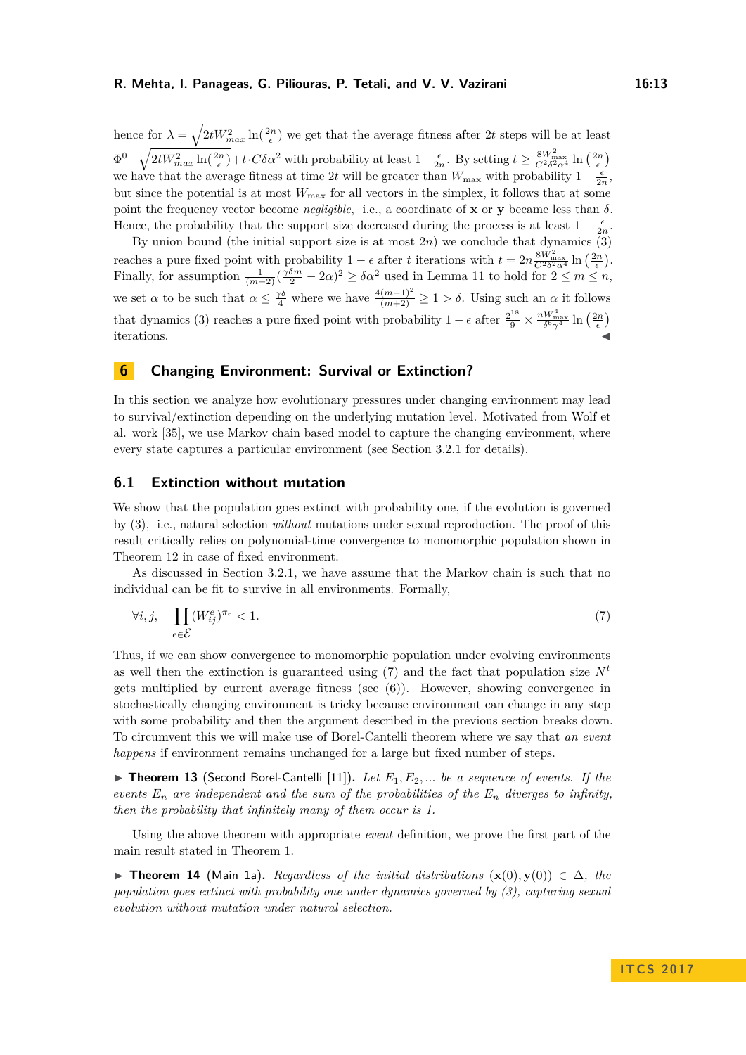hence for $\lambda = \sqrt{2tW_{max}^2 \ln(\frac{2n}{\epsilon})}$ we get that the average fitness after $2t$ steps will be at least $\Phi^0 - \sqrt{2tW_{max}^2 \ln(\frac{2n}{\epsilon})} + t \cdot C\delta\alpha^2$ with probability at least $1-\frac{\epsilon}{2n}$. By setting $t \geq \frac{8W_{\max}^2}{C^2\delta^2\alpha^4} \ln\left(\frac{2n}{\epsilon}\right)$ we have that the average fitness at time $2t$ will be greater than $W_{\max}$ with probability $1-\frac{\epsilon}{2n}$, but since the potential is at most $W_{\max}$ for all vectors in the simplex, it follows that at some point the frequency vector become *negligible*, i.e., a coordinate of $\mathbf{x}$ or $\mathbf{y}$ became less than $\delta$. Hence, the probability that the support size decreased during the process is at least $1-\frac{\epsilon}{2n}$.

By union bound (the initial support size is at most $2n$) we conclude that dynamics (3) reaches a pure fixed point with probability $1-\epsilon$ after $t$ iterations with $t = 2n\frac{8W_{\max}^2}{C^2\delta^2\alpha^4} \ln\left(\frac{2n}{\epsilon}\right)$. Finally, for assumption $\frac{1}{(m+2)}(\frac{\gamma\delta m}{2} - 2\alpha)^2 \geq \delta\alpha^2$ used in Lemma 11 to hold for $2 \leq m \leq n$, we set $\alpha$ to be such that $\alpha \leq \frac{\gamma\delta}{4}$ where we have $\frac{4(m-1)^2}{(m+2)} \geq 1 > \delta$. Using such an $\alpha$ it follows that dynamics (3) reaches a pure fixed point with probability $1-\epsilon$ after $\frac{2^{18}}{9} \times \frac{nW_{\max}^4}{\delta^6\gamma^4} \ln\left(\frac{2n}{\epsilon}\right)$ iterations. ◀

## 6 Changing Environment: Survival or Extinction?

In this section we analyze how evolutionary pressures under changing environment may lead to survival/extinction depending on the underlying mutation level. Motivated from Wolf et al. work [35], we use Markov chain based model to capture the changing environment, where every state captures a particular environment (see Section 3.2.1 for details).

### 6.1 Extinction without mutation

We show that the population goes extinct with probability one, if the evolution is governed by (3), i.e., natural selection *without* mutations under sexual reproduction. The proof of this result critically relies on polynomial-time convergence to monomorphic population shown in Theorem 12 in case of fixed environment.

As discussed in Section 3.2.1, we have assume that the Markov chain is such that no individual can be fit to survive in all environments. Formally,

$$\forall i, j, \quad \prod_{e \in \mathcal{E}} (W_{ij}^e)^{\pi_e} < 1. \tag{7}$$

Thus, if we can show convergence to monomorphic population under evolving environments as well then the extinction is guaranteed using (7) and the fact that population size $N^t$ gets multiplied by current average fitness (see (6)). However, showing convergence in stochastically changing environment is tricky because environment can change in any step with some probability and then the argument described in the previous section breaks down. To circumvent this we will make use of Borel-Cantelli theorem where we say that *an event happens* if environment remains unchanged for a large but fixed number of steps.

▶ **Theorem 13** (Second Borel-Cantelli [11]). *Let $E_1, E_2, \ldots$ be a sequence of events. If the events $E_n$ are independent and the sum of the probabilities of the $E_n$ diverges to infinity, then the probability that infinitely many of them occur is 1.*

Using the above theorem with appropriate *event* definition, we prove the first part of the main result stated in Theorem 1.

▶ **Theorem 14** (Main 1a). *Regardless of the initial distributions $(\mathbf{x}(0), \mathbf{y}(0)) \in \Delta$, the population goes extinct with probability one under dynamics governed by (3), capturing sexual evolution without mutation under natural selection.*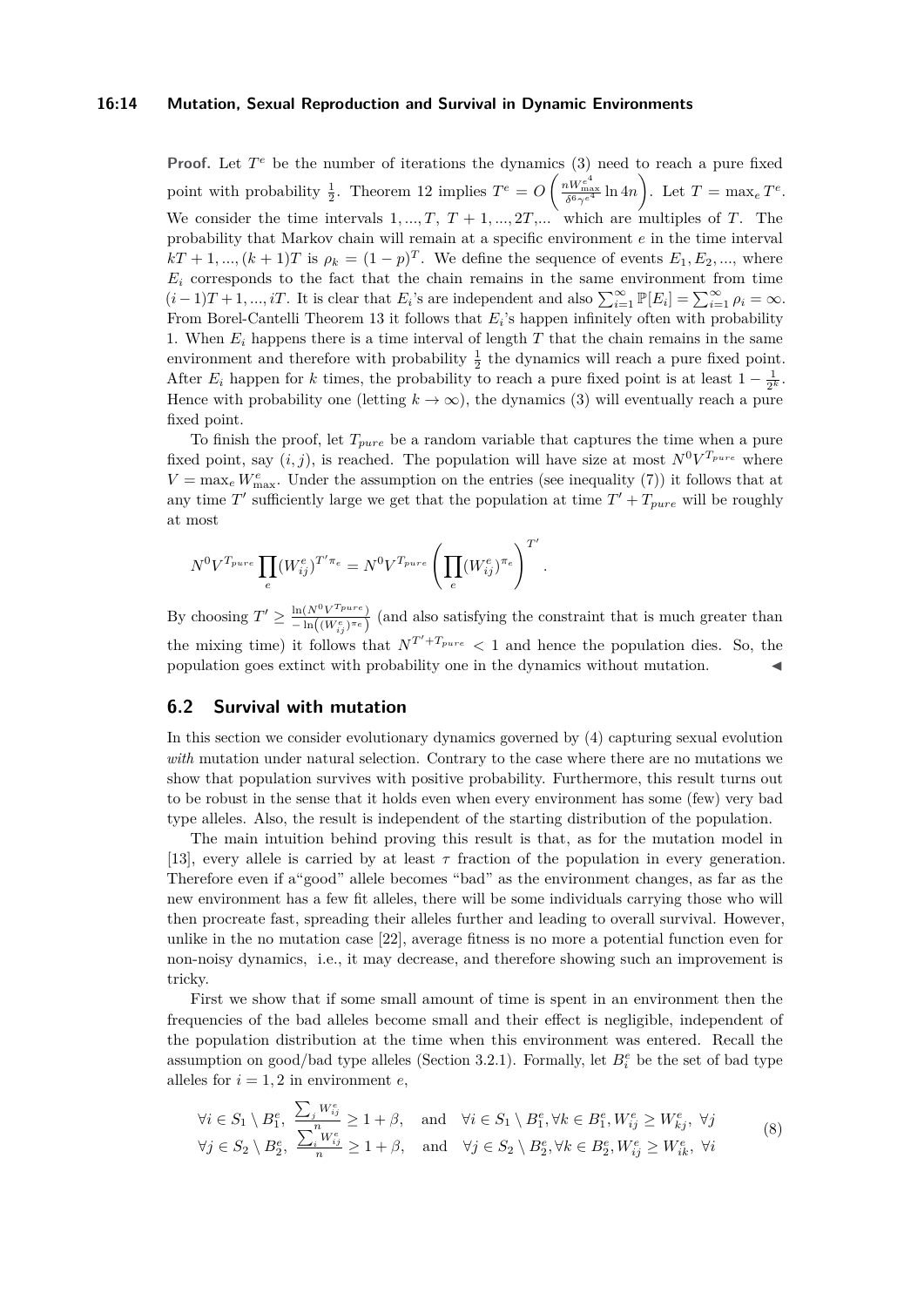**Proof.** Let $T^e$ be the number of iterations the dynamics (3) need to reach a pure fixed point with probability $\frac{1}{2}$. Theorem 12 implies $T^e = O\left(\frac{nW_{\max}^{e^4}}{\delta^6\gamma^{e^4}}\ln 4n\right)$. Let $T = \max_e T^e$. We consider the time intervals $1, ..., T,\ T+1, ..., 2T, ...$ which are multiples of $T$. The probability that Markov chain will remain at a specific environment $e$ in the time interval $kT+1, ..., (k+1)T$ is $\rho_k = (1-p)^T$. We define the sequence of events $E_1, E_2, ...$, where $E_i$ corresponds to the fact that the chain remains in the same environment from time $(i-1)T+1, ..., iT$. It is clear that $E_i$'s are independent and also $\sum_{i=1}^{\infty}\mathbb{P}[E_i] = \sum_{i=1}^{\infty}\rho_i = \infty$. From Borel-Cantelli Theorem 13 it follows that $E_i$'s happen infinitely often with probability 1. When $E_i$ happens there is a time interval of length $T$ that the chain remains in the same environment and therefore with probability $\frac{1}{2}$ the dynamics will reach a pure fixed point. After $E_i$ happen for $k$ times, the probability to reach a pure fixed point is at least $1 - \frac{1}{2^k}$. Hence with probability one (letting $k \to \infty$), the dynamics (3) will eventually reach a pure fixed point.

To finish the proof, let $T_{pure}$ be a random variable that captures the time when a pure fixed point, say $(i,j)$, is reached. The population will have size at most $N^0 V^{T_{pure}}$ where $V = \max_e W_{\max}^e$. Under the assumption on the entries (see inequality (7)) it follows that at any time $T'$ sufficiently large we get that the population at time $T' + T_{pure}$ will be roughly at most

$$N^0 V^{T_{pure}} \prod_e (W_{ij}^e)^{T'\pi_e} = N^0 V^{T_{pure}} \left(\prod_e (W_{ij}^e)^{\pi_e}\right)^{T'}.$$

By choosing $T' \geq \frac{\ln(N^0 V^{T_{pure}})}{-\ln\left((W_{ij}^e)^{\pi_e}\right)}$ (and also satisfying the constraint that is much greater than the mixing time) it follows that $N^{T'+T_{pure}} < 1$ and hence the population dies. So, the population goes extinct with probability one in the dynamics without mutation. ◀

## 6.2 Survival with mutation

In this section we consider evolutionary dynamics governed by (4) capturing sexual evolution *with* mutation under natural selection. Contrary to the case where there are no mutations we show that population survives with positive probability. Furthermore, this result turns out to be robust in the sense that it holds even when every environment has some (few) very bad type alleles. Also, the result is independent of the starting distribution of the population.

The main intuition behind proving this result is that, as for the mutation model in [13], every allele is carried by at least $\tau$ fraction of the population in every generation. Therefore even if a"good" allele becomes "bad" as the environment changes, as far as the new environment has a few fit alleles, there will be some individuals carrying those who will then procreate fast, spreading their alleles further and leading to overall survival. However, unlike in the no mutation case [22], average fitness is no more a potential function even for non-noisy dynamics, i.e., it may decrease, and therefore showing such an improvement is tricky.

First we show that if some small amount of time is spent in an environment then the frequencies of the bad alleles become small and their effect is negligible, independent of the population distribution at the time when this environment was entered. Recall the assumption on good/bad type alleles (Section 3.2.1). Formally, let $B_i^e$ be the set of bad type alleles for $i = 1, 2$ in environment $e$,

$$\begin{aligned}
&\forall i \in S_1 \setminus B_1^e,\ \frac{\sum_j W_{ij}^e}{n} \geq 1+\beta, \quad \text{and} \quad \forall i \in S_1 \setminus B_1^e, \forall k \in B_1^e, W_{ij}^e \geq W_{kj}^e,\ \forall j \\
&\forall j \in S_2 \setminus B_2^e,\ \frac{\sum_i W_{ij}^e}{n} \geq 1+\beta, \quad \text{and} \quad \forall j \in S_2 \setminus B_2^e, \forall k \in B_2^e, W_{ij}^e \geq W_{ik}^e,\ \forall i
\end{aligned} \tag{8}$$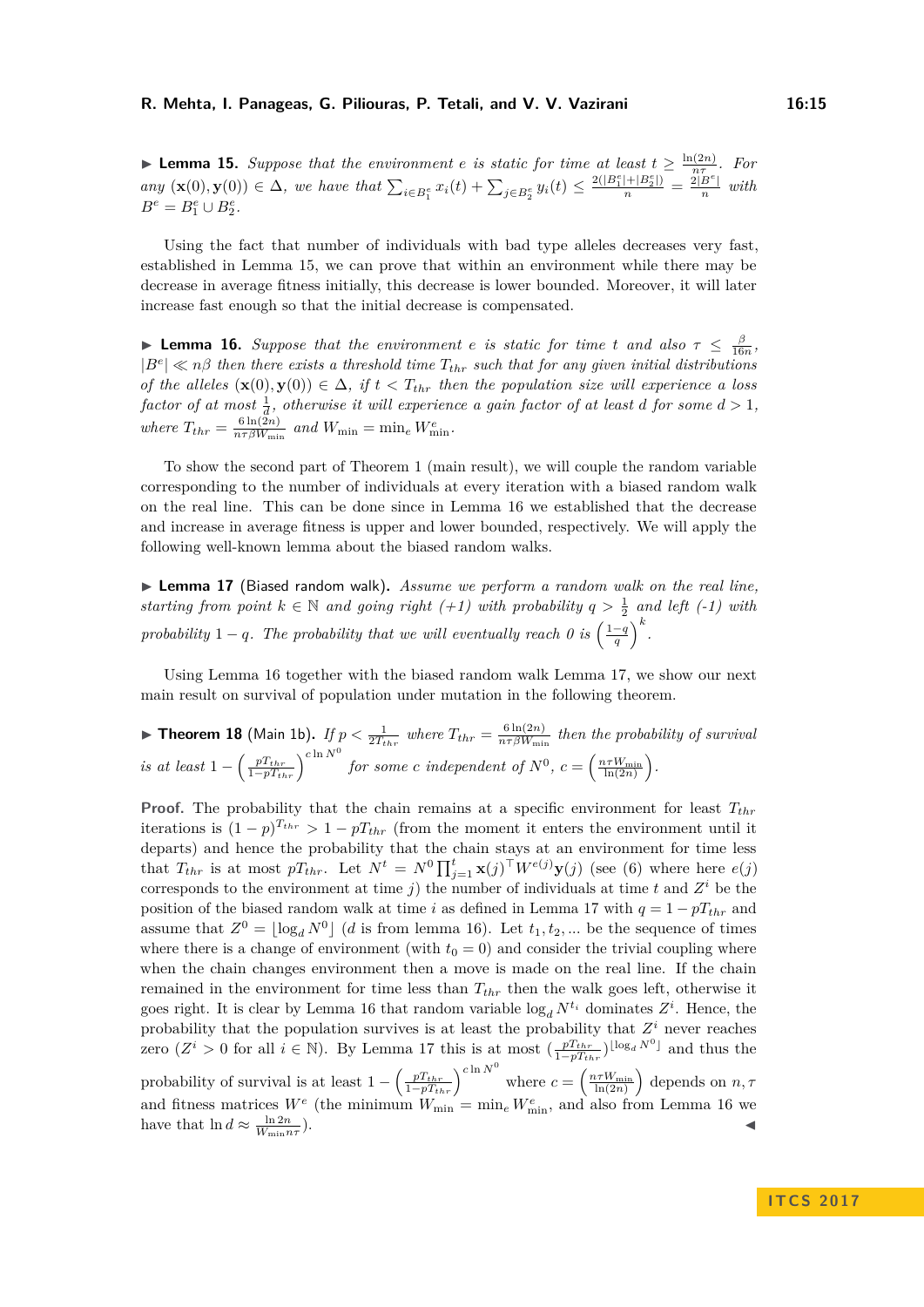▶ **Lemma 15.** *Suppose that the environment $e$ is static for time at least $t \geq \frac{\ln(2n)}{n\tau}$. For any $(\mathbf{x}(0), \mathbf{y}(0)) \in \Delta$, we have that $\sum_{i \in B_1^e} x_i(t) + \sum_{j \in B_2^e} y_i(t) \leq \frac{2(|B_1^e|+|B_2^e|)}{n} = \frac{2|B^e|}{n}$ with $B^e = B_1^e \cup B_2^e$.*

Using the fact that number of individuals with bad type alleles decreases very fast, established in Lemma 15, we can prove that within an environment while there may be decrease in average fitness initially, this decrease is lower bounded. Moreover, it will later increase fast enough so that the initial decrease is compensated.

▶ **Lemma 16.** *Suppose that the environment $e$ is static for time $t$ and also $\tau \leq \frac{\beta}{16n}$, $|B^e| \ll n\beta$ then there exists a threshold time $T_{thr}$ such that for any given initial distributions of the alleles $(\mathbf{x}(0), \mathbf{y}(0)) \in \Delta$, if $t < T_{thr}$ then the population size will experience a loss factor of at most $\frac{1}{d}$, otherwise it will experience a gain factor of at least $d$ for some $d > 1$, where $T_{thr} = \frac{6\ln(2n)}{n\tau\beta W_{\min}}$ and $W_{\min} = \min_e W_{\min}^e$.*

To show the second part of Theorem 1 (main result), we will couple the random variable corresponding to the number of individuals at every iteration with a biased random walk on the real line. This can be done since in Lemma 16 we established that the decrease and increase in average fitness is upper and lower bounded, respectively. We will apply the following well-known lemma about the biased random walks.

▶ **Lemma 17** (Biased random walk)**.** *Assume we perform a random walk on the real line, starting from point $k \in \mathbb{N}$ and going right (+1) with probability $q > \frac{1}{2}$ and left (-1) with probability $1-q$. The probability that we will eventually reach 0 is $\left(\frac{1-q}{q}\right)^k$.*

Using Lemma 16 together with the biased random walk Lemma 17, we show our next main result on survival of population under mutation in the following theorem.

▶ **Theorem 18** (Main 1b)**.** *If $p < \frac{1}{2T_{thr}}$ where $T_{thr} = \frac{6\ln(2n)}{n\tau\beta W_{\min}}$ then the probability of survival is at least $1 - \left(\frac{pT_{thr}}{1-pT_{thr}}\right)^{c \ln N^0}$ for some $c$ independent of $N^0$, $c = \left(\frac{n\tau W_{\min}}{\ln(2n)}\right)$.*

**Proof.** The probability that the chain remains at a specific environment for least $T_{thr}$ iterations is $(1-p)^{T_{thr}} > 1 - pT_{thr}$ (from the moment it enters the environment until it departs) and hence the probability that the chain stays at an environment for time less that $T_{thr}$ is at most $pT_{thr}$. Let $N^t = N^0 \prod_{j=1}^{t} \mathbf{x}(j)^\top W^{e(j)} \mathbf{y}(j)$ (see (6) where here $e(j)$ corresponds to the environment at time $j$) the number of individuals at time $t$ and $Z^i$ be the position of the biased random walk at time $i$ as defined in Lemma 17 with $q = 1 - pT_{thr}$ and assume that $Z^0 = \lfloor \log_d N^0 \rfloor$ ($d$ is from lemma 16). Let $t_1, t_2, \ldots$ be the sequence of times where there is a change of environment (with $t_0 = 0$) and consider the trivial coupling where when the chain changes environment then a move is made on the real line. If the chain remained in the environment for time less than $T_{thr}$ then the walk goes left, otherwise it goes right. It is clear by Lemma 16 that random variable $\log_d N^{t_i}$ dominates $Z^i$. Hence, the probability that the population survives is at least the probability that $Z^i$ never reaches zero ($Z^i > 0$ for all $i \in \mathbb{N}$). By Lemma 17 this is at most $(\frac{pT_{thr}}{1-pT_{thr}})^{\lfloor \log_d N^0 \rfloor}$ and thus the probability of survival is at least $1 - \left(\frac{pT_{thr}}{1-pT_{thr}}\right)^{c \ln N^0}$ where $c = \left(\frac{n\tau W_{\min}}{\ln(2n)}\right)$ depends on $n, \tau$ and fitness matrices $W^e$ (the minimum $W_{\min} = \min_e W_{\min}^e$, and also from Lemma 16 we have that $\ln d \approx \frac{\ln 2n}{W_{\min} n\tau}$). ◀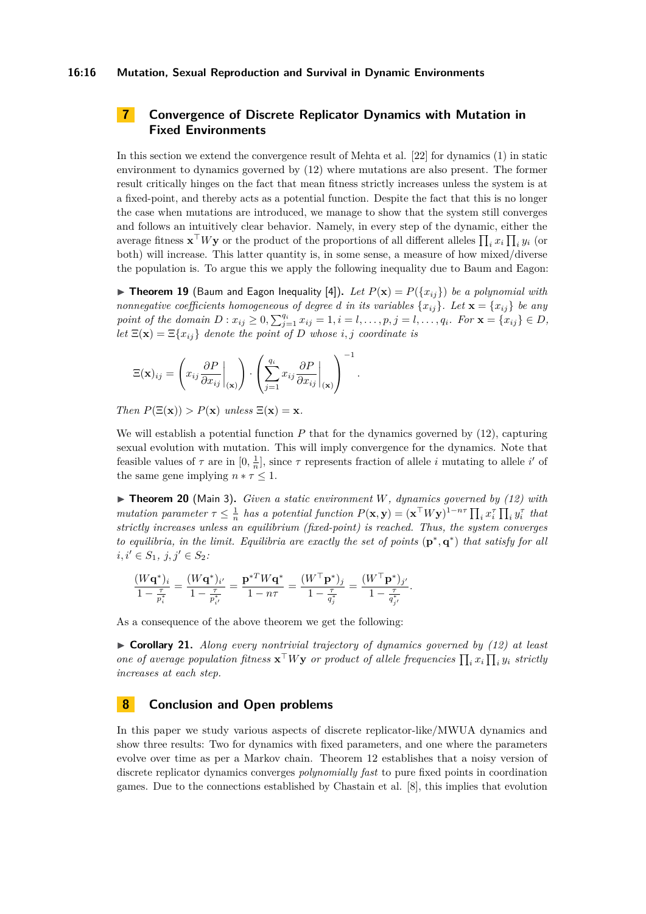## 7 Convergence of Discrete Replicator Dynamics with Mutation in Fixed Environments

In this section we extend the convergence result of Mehta et al. [22] for dynamics (1) in static environment to dynamics governed by (12) where mutations are also present. The former result critically hinges on the fact that mean fitness strictly increases unless the system is at a fixed-point, and thereby acts as a potential function. Despite the fact that this is no longer the case when mutations are introduced, we manage to show that the system still converges and follows an intuitively clear behavior. Namely, in every step of the dynamic, either the average fitness $\mathbf{x}^\top W \mathbf{y}$ or the product of the proportions of all different alleles $\prod_i x_i \prod_i y_i$ (or both) will increase. This latter quantity is, in some sense, a measure of how mixed/diverse the population is. To argue this we apply the following inequality due to Baum and Eagon:

▶ **Theorem 19** (Baum and Eagon Inequality [4]). *Let $P(\mathbf{x}) = P(\{x_{ij}\})$ be a polynomial with nonnegative coefficients homogeneous of degree $d$ in its variables $\{x_{ij}\}$. Let $\mathbf{x} = \{x_{ij}\}$ be any point of the domain $D : x_{ij} \geq 0, \sum_{j=1}^{q_i} x_{ij} = 1, i = l, \ldots, p, j = l, \ldots, q_i$. For $\mathbf{x} = \{x_{ij}\} \in D$, let $\Xi(\mathbf{x}) = \Xi\{x_{ij}\}$ denote the point of $D$ whose $i, j$ coordinate is*

$$\Xi(\mathbf{x})_{ij} = \left( x_{ij} \frac{\partial P}{\partial x_{ij}}\bigg|_{(\mathbf{x})} \right) \cdot \left( \sum_{j=1}^{q_i} x_{ij} \frac{\partial P}{\partial x_{ij}}\bigg|_{(\mathbf{x})} \right)^{-1}.$$

*Then $P(\Xi(\mathbf{x})) > P(\mathbf{x})$ unless $\Xi(\mathbf{x}) = \mathbf{x}$.*

We will establish a potential function $P$ that for the dynamics governed by (12), capturing sexual evolution with mutation. This will imply convergence for the dynamics. Note that feasible values of $\tau$ are in $[0, \frac{1}{n}]$, since $\tau$ represents fraction of allele $i$ mutating to allele $i'$ of the same gene implying $n * \tau \leq 1$.

▶ **Theorem 20** (Main 3). *Given a static environment $W$, dynamics governed by (12) with mutation parameter $\tau \leq \frac{1}{n}$ has a potential function $P(\mathbf{x}, \mathbf{y}) = (\mathbf{x}^\top W \mathbf{y})^{1-n\tau} \prod_i x_i^\tau \prod_i y_i^\tau$ that strictly increases unless an equilibrium (fixed-point) is reached. Thus, the system converges to equilibria, in the limit. Equilibria are exactly the set of points $(\mathbf{p}^*, \mathbf{q}^*)$ that satisfy for all $i, i' \in S_1$, $j, j' \in S_2$:*

$$\frac{(W\mathbf{q}^*)_i}{1 - \frac{\tau}{p_i^*}} = \frac{(W\mathbf{q}^*)_{i'}}{1 - \frac{\tau}{p_{i'}^*}} = \frac{\mathbf{p}^{*T} W \mathbf{q}^*}{1 - n\tau} = \frac{(W^\top \mathbf{p}^*)_j}{1 - \frac{\tau}{q_j^*}} = \frac{(W^\top \mathbf{p}^*)_{j'}}{1 - \frac{\tau}{q_{j'}^*}}.$$

As a consequence of the above theorem we get the following:

▶ **Corollary 21.** *Along every nontrivial trajectory of dynamics governed by (12) at least one of average population fitness $\mathbf{x}^\top W \mathbf{y}$ or product of allele frequencies $\prod_i x_i \prod_i y_i$ strictly increases at each step.*

## 8 Conclusion and Open problems

In this paper we study various aspects of discrete replicator-like/MWUA dynamics and show three results: Two for dynamics with fixed parameters, and one where the parameters evolve over time as per a Markov chain. Theorem 12 establishes that a noisy version of discrete replicator dynamics converges *polynomially fast* to pure fixed points in coordination games. Due to the connections established by Chastain et al. [8], this implies that evolution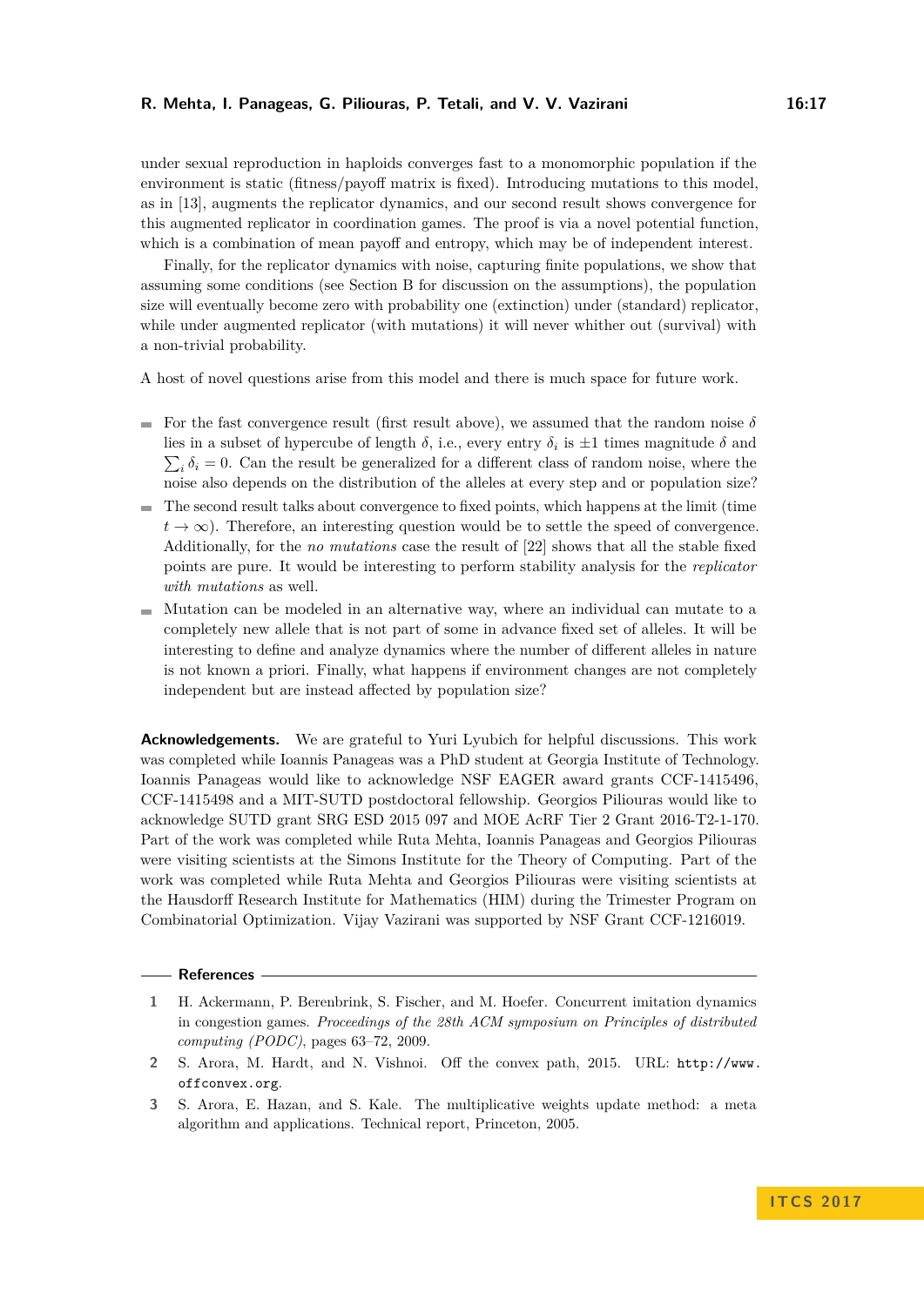under sexual reproduction in haploids converges fast to a monomorphic population if the environment is static (fitness/payoff matrix is fixed). Introducing mutations to this model, as in [13], augments the replicator dynamics, and our second result shows convergence for this augmented replicator in coordination games. The proof is via a novel potential function, which is a combination of mean payoff and entropy, which may be of independent interest.

Finally, for the replicator dynamics with noise, capturing finite populations, we show that assuming some conditions (see Section B for discussion on the assumptions), the population size will eventually become zero with probability one (extinction) under (standard) replicator, while under augmented replicator (with mutations) it will never whither out (survival) with a non-trivial probability.

A host of novel questions arise from this model and there is much space for future work.

- For the fast convergence result (first result above), we assumed that the random noise $\delta$ lies in a subset of hypercube of length $\delta$, i.e., every entry $\delta_i$ is $\pm 1$ times magnitude $\delta$ and $\sum_i \delta_i = 0$. Can the result be generalized for a different class of random noise, where the noise also depends on the distribution of the alleles at every step and or population size?
- The second result talks about convergence to fixed points, which happens at the limit (time $t \to \infty$). Therefore, an interesting question would be to settle the speed of convergence. Additionally, for the *no mutations* case the result of [22] shows that all the stable fixed points are pure. It would be interesting to perform stability analysis for the *replicator with mutations* as well.
- Mutation can be modeled in an alternative way, where an individual can mutate to a completely new allele that is not part of some in advance fixed set of alleles. It will be interesting to define and analyze dynamics where the number of different alleles in nature is not known a priori. Finally, what happens if environment changes are not completely independent but are instead affected by population size?

**Acknowledgements.** We are grateful to Yuri Lyubich for helpful discussions. This work was completed while Ioannis Panageas was a PhD student at Georgia Institute of Technology. Ioannis Panageas would like to acknowledge NSF EAGER award grants CCF-1415496, CCF-1415498 and a MIT-SUTD postdoctoral fellowship. Georgios Piliouras would like to acknowledge SUTD grant SRG ESD 2015 097 and MOE AcRF Tier 2 Grant 2016-T2-1-170. Part of the work was completed while Ruta Mehta, Ioannis Panageas and Georgios Piliouras were visiting scientists at the Simons Institute for the Theory of Computing. Part of the work was completed while Ruta Mehta and Georgios Piliouras were visiting scientists at the Hausdorff Research Institute for Mathematics (HIM) during the Trimester Program on Combinatorial Optimization. Vijay Vazirani was supported by NSF Grant CCF-1216019.

## References

1. H. Ackermann, P. Berenbrink, S. Fischer, and M. Hoefer. Concurrent imitation dynamics in congestion games. *Proceedings of the 28th ACM symposium on Principles of distributed computing (PODC)*, pages 63–72, 2009.
2. S. Arora, M. Hardt, and N. Vishnoi. Off the convex path, 2015. URL: http://www.offconvex.org.
3. S. Arora, E. Hazan, and S. Kale. The multiplicative weights update method: a meta algorithm and applications. Technical report, Princeton, 2005.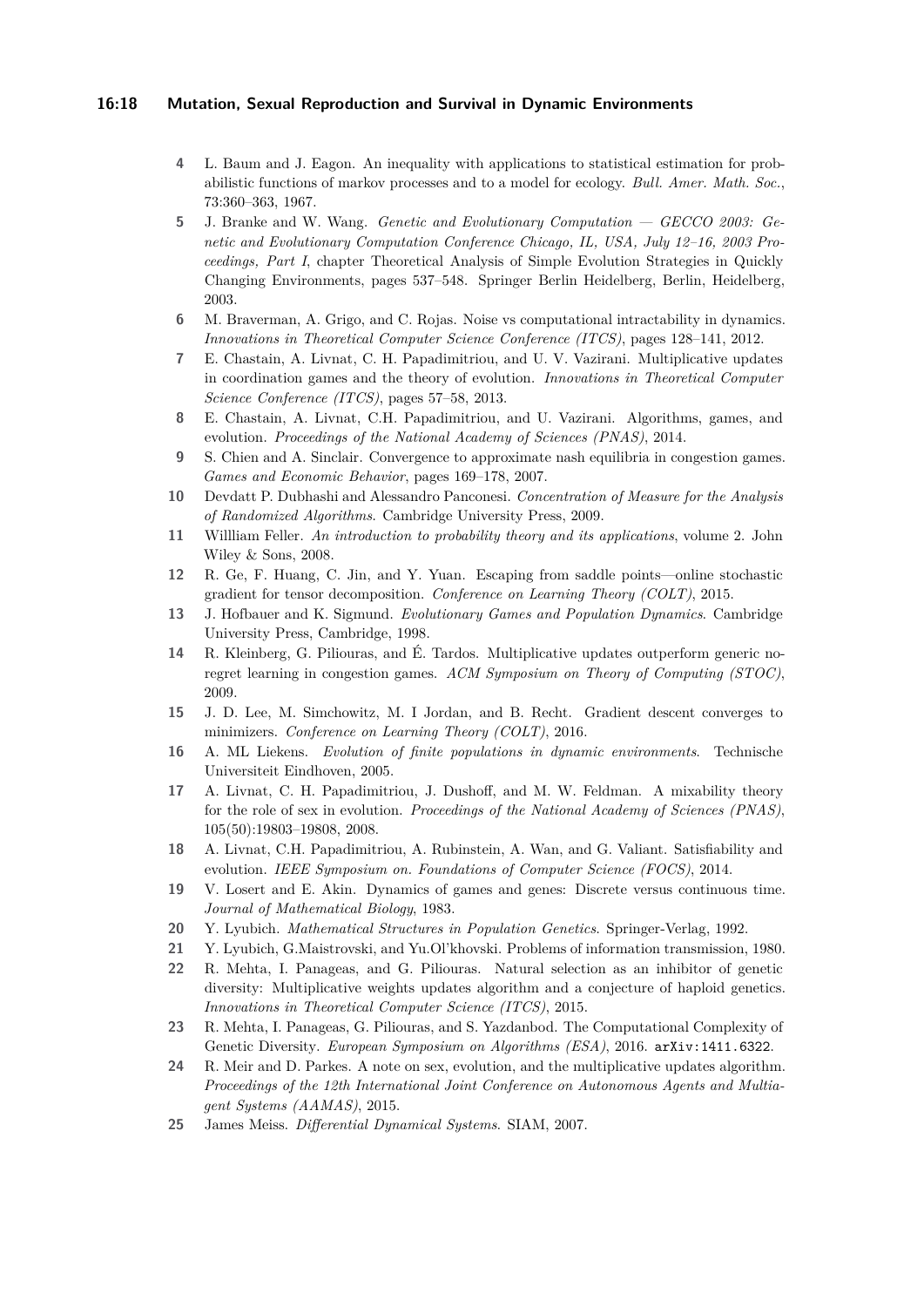4. L. Baum and J. Eagon. An inequality with applications to statistical estimation for probabilistic functions of markov processes and to a model for ecology. *Bull. Amer. Math. Soc.*, 73:360–363, 1967.
5. J. Branke and W. Wang. *Genetic and Evolutionary Computation — GECCO 2003: Genetic and Evolutionary Computation Conference Chicago, IL, USA, July 12–16, 2003 Proceedings, Part I*, chapter Theoretical Analysis of Simple Evolution Strategies in Quickly Changing Environments, pages 537–548. Springer Berlin Heidelberg, Berlin, Heidelberg, 2003.
6. M. Braverman, A. Grigo, and C. Rojas. Noise vs computational intractability in dynamics. *Innovations in Theoretical Computer Science Conference (ITCS)*, pages 128–141, 2012.
7. E. Chastain, A. Livnat, C. H. Papadimitriou, and U. V. Vazirani. Multiplicative updates in coordination games and the theory of evolution. *Innovations in Theoretical Computer Science Conference (ITCS)*, pages 57–58, 2013.
8. E. Chastain, A. Livnat, C.H. Papadimitriou, and U. Vazirani. Algorithms, games, and evolution. *Proceedings of the National Academy of Sciences (PNAS)*, 2014.
9. S. Chien and A. Sinclair. Convergence to approximate nash equilibria in congestion games. *Games and Economic Behavior*, pages 169–178, 2007.
10. Devdatt P. Dubhashi and Alessandro Panconesi. *Concentration of Measure for the Analysis of Randomized Algorithms.* Cambridge University Press, 2009.
11. Willliam Feller. *An introduction to probability theory and its applications*, volume 2. John Wiley & Sons, 2008.
12. R. Ge, F. Huang, C. Jin, and Y. Yuan. Escaping from saddle points—online stochastic gradient for tensor decomposition. *Conference on Learning Theory (COLT)*, 2015.
13. J. Hofbauer and K. Sigmund. *Evolutionary Games and Population Dynamics*. Cambridge University Press, Cambridge, 1998.
14. R. Kleinberg, G. Piliouras, and É. Tardos. Multiplicative updates outperform generic no-regret learning in congestion games. *ACM Symposium on Theory of Computing (STOC)*, 2009.
15. J. D. Lee, M. Simchowitz, M. I Jordan, and B. Recht. Gradient descent converges to minimizers. *Conference on Learning Theory (COLT)*, 2016.
16. A. ML Liekens. *Evolution of finite populations in dynamic environments*. Technische Universiteit Eindhoven, 2005.
17. A. Livnat, C. H. Papadimitriou, J. Dushoff, and M. W. Feldman. A mixability theory for the role of sex in evolution. *Proceedings of the National Academy of Sciences (PNAS)*, 105(50):19803–19808, 2008.
18. A. Livnat, C.H. Papadimitriou, A. Rubinstein, A. Wan, and G. Valiant. Satisfiability and evolution. *IEEE Symposium on. Foundations of Computer Science (FOCS)*, 2014.
19. V. Losert and E. Akin. Dynamics of games and genes: Discrete versus continuous time. *Journal of Mathematical Biology*, 1983.
20. Y. Lyubich. *Mathematical Structures in Population Genetics*. Springer-Verlag, 1992.
21. Y. Lyubich, G.Maistrovski, and Yu.Ol'khovski. Problems of information transmission, 1980.
22. R. Mehta, I. Panageas, and G. Piliouras. Natural selection as an inhibitor of genetic diversity: Multiplicative weights updates algorithm and a conjecture of haploid genetics. *Innovations in Theoretical Computer Science (ITCS)*, 2015.
23. R. Mehta, I. Panageas, G. Piliouras, and S. Yazdanbod. The Computational Complexity of Genetic Diversity. *European Symposium on Algorithms (ESA)*, 2016. arXiv:1411.6322.
24. R. Meir and D. Parkes. A note on sex, evolution, and the multiplicative updates algorithm. *Proceedings of the 12th International Joint Conference on Autonomous Agents and Multiagent Systems (AAMAS)*, 2015.
25. James Meiss. *Differential Dynamical Systems.* SIAM, 2007.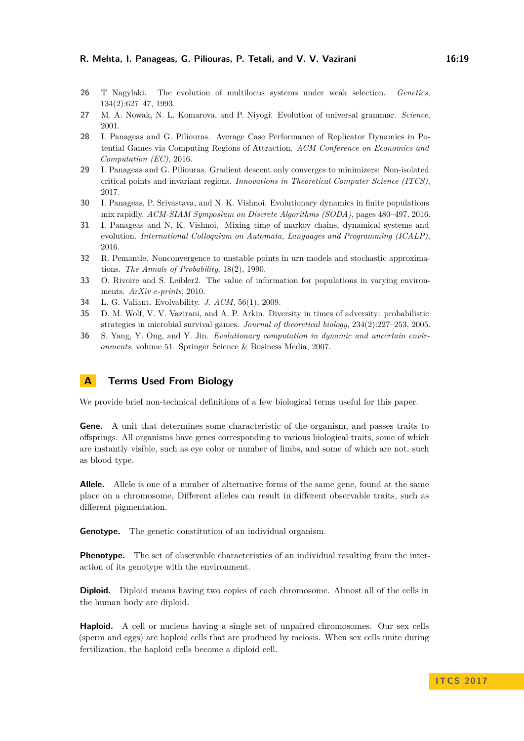26 T Nagylaki. The evolution of multilocus systems under weak selection. *Genetics*, 134(2):627–47, 1993.

27 M. A. Nowak, N. L. Komarova, and P. Niyogi. Evolution of universal grammar. *Science*, 2001.

28 I. Panageas and G. Piliouras. Average Case Performance of Replicator Dynamics in Potential Games via Computing Regions of Attraction. *ACM Conference on Economics and Computation (EC)*, 2016.

29 I. Panageas and G. Piliouras. Gradient descent only converges to minimizers: Non-isolated critical points and invariant regions. *Innovations in Theoretical Computer Science (ITCS)*, 2017.

30 I. Panageas, P. Srivastava, and N. K. Vishnoi. Evolutionary dynamics in finite populations mix rapidly. *ACM-SIAM Symposium on Discrete Algorithms (SODA)*, pages 480–497, 2016.

31 I. Panageas and N. K. Vishnoi. Mixing time of markov chains, dynamical systems and evolution. *International Colloquium on Automata, Languages and Programming (ICALP)*, 2016.

32 R. Pemantle. Nonconvergence to unstable points in urn models and stochastic approximations. *The Annals of Probability*, 18(2), 1990.

33 O. Rivoire and S. Leibler2. The value of information for populations in varying environments. *ArXiv e-prints*, 2010.

34 L. G. Valiant. Evolvability. *J. ACM*, 56(1), 2009.

35 D. M. Wolf, V. V. Vazirani, and A. P. Arkin. Diversity in times of adversity: probabilistic strategies in microbial survival games. *Journal of theoretical biology*, 234(2):227–253, 2005.

36 S. Yang, Y. Ong, and Y. Jin. *Evolutionary computation in dynamic and uncertain environments*, volume 51. Springer Science & Business Media, 2007.

# A Terms Used From Biology

We provide brief non-technical definitions of a few biological terms useful for this paper.

**Gene.** A unit that determines some characteristic of the organism, and passes traits to offsprings. All organisms have genes corresponding to various biological traits, some of which are instantly visible, such as eye color or number of limbs, and some of which are not, such as blood type.

**Allele.** Allele is one of a number of alternative forms of the same gene, found at the same place on a chromosome, Different alleles can result in different observable traits, such as different pigmentation.

**Genotype.** The genetic constitution of an individual organism.

**Phenotype.** The set of observable characteristics of an individual resulting from the interaction of its genotype with the environment.

**Diploid.** Diploid means having two copies of each chromosome. Almost all of the cells in the human body are diploid.

**Haploid.** A cell or nucleus having a single set of unpaired chromosomes. Our sex cells (sperm and eggs) are haploid cells that are produced by meiosis. When sex cells unite during fertilization, the haploid cells become a diploid cell.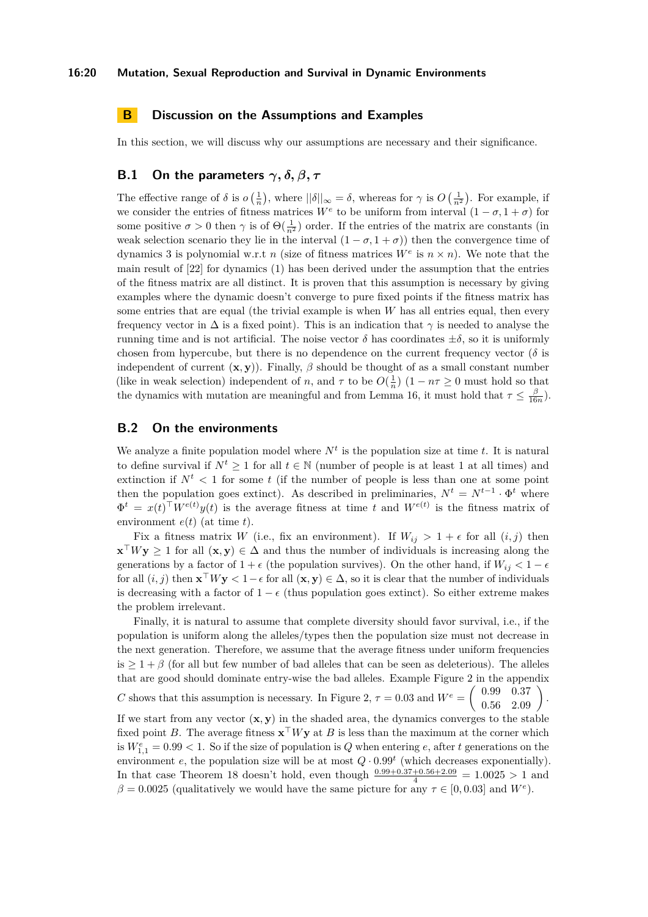## B Discussion on the Assumptions and Examples

In this section, we will discuss why our assumptions are necessary and their significance.

### B.1 On the parameters $\gamma, \delta, \beta, \tau$

The effective range of $\delta$ is $o\left(\frac{1}{n}\right)$, where $||\delta||_\infty = \delta$, whereas for $\gamma$ is $O\left(\frac{1}{n^2}\right)$. For example, if we consider the entries of fitness matrices $W^e$ to be uniform from interval $(1-\sigma, 1+\sigma)$ for some positive $\sigma > 0$ then $\gamma$ is of $\Theta(\frac{1}{n^2})$ order. If the entries of the matrix are constants (in weak selection scenario they lie in the interval $(1-\sigma, 1+\sigma)$) then the convergence time of dynamics 3 is polynomial w.r.t $n$ (size of fitness matrices $W^e$ is $n \times n$). We note that the main result of [22] for dynamics (1) has been derived under the assumption that the entries of the fitness matrix are all distinct. It is proven that this assumption is necessary by giving examples where the dynamic doesn't converge to pure fixed points if the fitness matrix has some entries that are equal (the trivial example is when $W$ has all entries equal, then every frequency vector in $\Delta$ is a fixed point). This is an indication that $\gamma$ is needed to analyse the running time and is not artificial. The noise vector $\delta$ has coordinates $\pm\delta$, so it is uniformly chosen from hypercube, but there is no dependence on the current frequency vector ($\delta$ is independent of current $(\mathbf{x}, \mathbf{y})$). Finally, $\beta$ should be thought of as a small constant number (like in weak selection) independent of $n$, and $\tau$ to be $O(\frac{1}{n})$ ($1 - n\tau \geq 0$ must hold so that the dynamics with mutation are meaningful and from Lemma 16, it must hold that $\tau \leq \frac{\beta}{16n}$).

### B.2 On the environments

We analyze a finite population model where $N^t$ is the population size at time $t$. It is natural to define survival if $N^t \geq 1$ for all $t \in \mathbb{N}$ (number of people is at least 1 at all times) and extinction if $N^t < 1$ for some $t$ (if the number of people is less than one at some point then the population goes extinct). As described in preliminaries, $N^t = N^{t-1} \cdot \Phi^t$ where $\Phi^t = x(t)^\top W^{e(t)} y(t)$ is the average fitness at time $t$ and $W^{e(t)}$ is the fitness matrix of environment $e(t)$ (at time $t$).

Fix a fitness matrix $W$ (i.e., fix an environment). If $W_{ij} > 1 + \epsilon$ for all $(i, j)$ then $\mathbf{x}^\top W \mathbf{y} \geq 1$ for all $(\mathbf{x}, \mathbf{y}) \in \Delta$ and thus the number of individuals is increasing along the generations by a factor of $1 + \epsilon$ (the population survives). On the other hand, if $W_{ij} < 1 - \epsilon$ for all $(i, j)$ then $\mathbf{x}^\top W \mathbf{y} < 1 - \epsilon$ for all $(\mathbf{x}, \mathbf{y}) \in \Delta$, so it is clear that the number of individuals is decreasing with a factor of $1 - \epsilon$ (thus population goes extinct). So either extreme makes the problem irrelevant.

Finally, it is natural to assume that complete diversity should favor survival, i.e., if the population is uniform along the alleles/types then the population size must not decrease in the next generation. Therefore, we assume that the average fitness under uniform frequencies is $\geq 1 + \beta$ (for all but few number of bad alleles that can be seen as deleterious). The alleles that are good should dominate entry-wise the bad alleles. Example Figure 2 in the appendix C shows that this assumption is necessary. In Figure 2, $\tau = 0.03$ and $W^e = \begin{pmatrix} 0.99 & 0.37 \\ 0.56 & 2.09 \end{pmatrix}$. If we start from any vector $(\mathbf{x}, \mathbf{y})$ in the shaded area, the dynamics converges to the stable fixed point $B$. The average fitness $\mathbf{x}^\top W \mathbf{y}$ at $B$ is less than the maximum at the corner which is $W^e_{1,1} = 0.99 < 1$. So if the size of population is $Q$ when entering $e$, after $t$ generations on the environment $e$, the population size will be at most $Q \cdot 0.99^t$ (which decreases exponentially). In that case Theorem 18 doesn't hold, even though $\frac{0.99+0.37+0.56+2.09}{4} = 1.0025 > 1$ and $\beta = 0.0025$ (qualitatively we would have the same picture for any $\tau \in [0, 0.03]$ and $W^e$).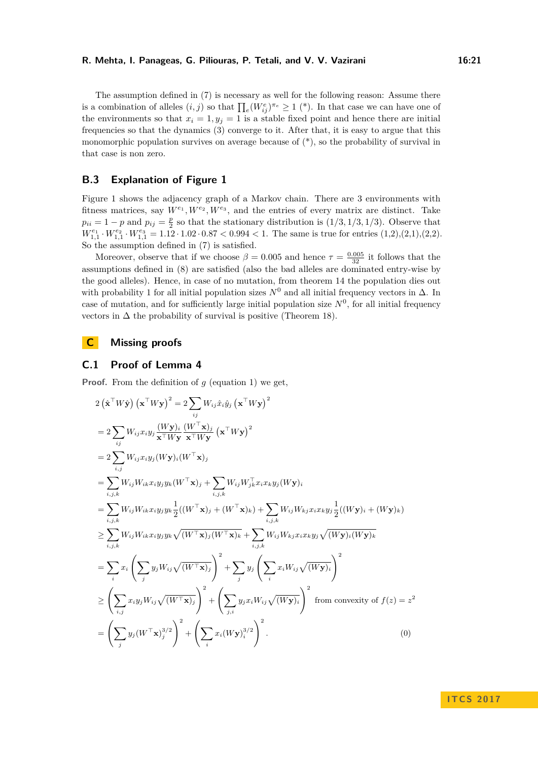The assumption defined in (7) is necessary as well for the following reason: Assume there is a combination of alleles $(i, j)$ so that $\prod_e (W^e_{ij})^{\pi_e} \geq 1$ (*). In that case we can have one of the environments so that $x_i = 1, y_j = 1$ is a stable fixed point and hence there are initial frequencies so that the dynamics (3) converge to it. After that, it is easy to argue that this monomorphic population survives on average because of (*), so the probability of survival in that case is non zero.

## B.3 Explanation of Figure 1

Figure 1 shows the adjacency graph of a Markov chain. There are 3 environments with fitness matrices, say $W^{e_1}, W^{e_2}, W^{e_3}$, and the entries of every matrix are distinct. Take $p_{ii} = 1 - p$ and $p_{ij} = \frac{p}{2}$ so that the stationary distribution is $(1/3, 1/3, 1/3)$. Observe that $W^{e_1}_{1,1} \cdot W^{e_2}_{1,1} \cdot W^{e_3}_{1,1} = 1.12 \cdot 1.02 \cdot 0.87 < 0.994 < 1$. The same is true for entries (1,2),(2,1),(2,2). So the assumption defined in (7) is satisfied.

Moreover, observe that if we choose $\beta = 0.005$ and hence $\tau = \frac{0.005}{32}$ it follows that the assumptions defined in (8) are satisfied (also the bad alleles are dominated entry-wise by the good alleles). Hence, in case of no mutation, from theorem 14 the population dies out with probability 1 for all initial population sizes $N^0$ and all initial frequency vectors in $\Delta$. In case of mutation, and for sufficiently large initial population size $N^0$, for all initial frequency vectors in $\Delta$ the probability of survival is positive (Theorem 18).

# C Missing proofs

## C.1 Proof of Lemma 4

**Proof.** From the definition of $g$ (equation 1) we get,

$$
\begin{aligned}
2\left(\hat{\mathbf{x}}^\top W \hat{\mathbf{y}}\right)\left(\mathbf{x}^\top W \mathbf{y}\right)^2 &= 2\sum_{ij} W_{ij}\hat{x}_i\hat{y}_j \left(\mathbf{x}^\top W \mathbf{y}\right)^2 \\
&= 2\sum_{ij} W_{ij} x_i y_j \frac{(W\mathbf{y})_i}{\mathbf{x}^\top W \mathbf{y}} \frac{(W^\top \mathbf{x})_j}{\mathbf{x}^\top W \mathbf{y}} \left(\mathbf{x}^\top W \mathbf{y}\right)^2 \\
&= 2\sum_{i,j} W_{ij} x_i y_j (W\mathbf{y})_i (W^\top \mathbf{x})_j \\
&= \sum_{i,j,k} W_{ij} W_{ik} x_i y_j y_k (W^\top \mathbf{x})_j + \sum_{i,j,k} W_{ij} W^\top_{jk} x_i x_k y_j (W\mathbf{y})_i \\
&= \sum_{i,j,k} W_{ij} W_{ik} x_i y_j y_k \frac{1}{2}((W^\top \mathbf{x})_j + (W^\top \mathbf{x})_k) + \sum_{i,j,k} W_{ij} W_{kj} x_i x_k y_j \frac{1}{2}((W\mathbf{y})_i + (W\mathbf{y})_k) \\
&\geq \sum_{i,j,k} W_{ij} W_{ik} x_i y_j y_k \sqrt{(W^\top \mathbf{x})_j (W^\top \mathbf{x})_k} + \sum_{i,j,k} W_{ij} W_{kj} x_i x_k y_j \sqrt{(W\mathbf{y})_i (W\mathbf{y})_k} \\
&= \sum_i x_i \left(\sum_j y_j W_{ij} \sqrt{(W^\top \mathbf{x})_j}\right)^2 + \sum_j y_j \left(\sum_i x_i W_{ij} \sqrt{(W\mathbf{y})_i}\right)^2 \\
&\geq \left(\sum_{i,j} x_i y_j W_{ij} \sqrt{(W^\top \mathbf{x})_j}\right)^2 + \left(\sum_{j,i} y_j x_i W_{ij} \sqrt{(W\mathbf{y})_i}\right)^2 \quad \text{from convexity of } f(z) = z^2 \\
&= \left(\sum_j y_j (W^\top \mathbf{x})_j^{3/2}\right)^2 + \left(\sum_i x_i (W\mathbf{y})_i^{3/2}\right)^2. \qquad (0)
\end{aligned}
$$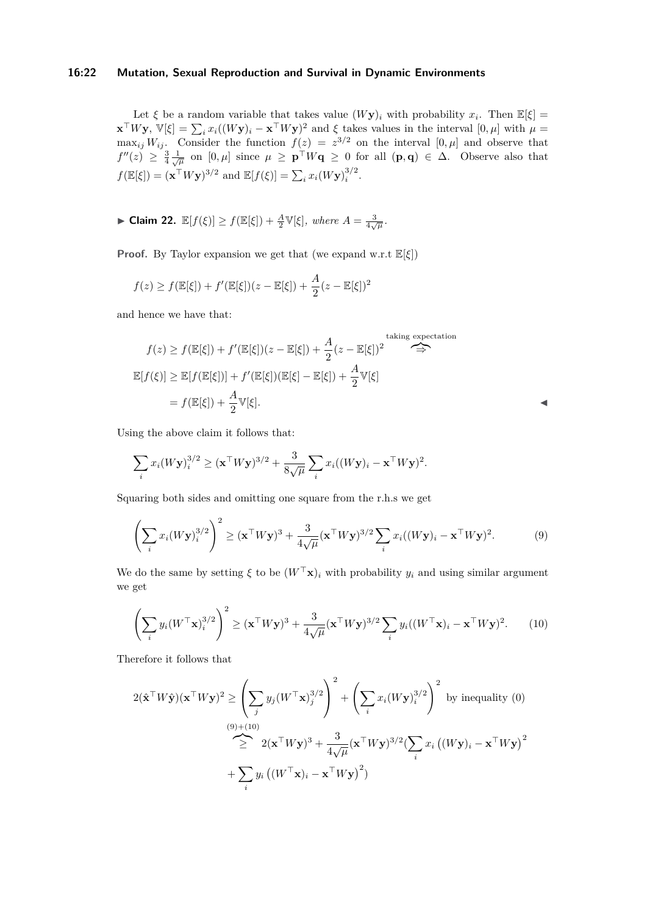Let $\xi$ be a random variable that takes value $(W\mathbf{y})_i$ with probability $x_i$. Then $\mathbb{E}[\xi] = \mathbf{x}^\top W\mathbf{y}$, $\mathbb{V}[\xi] = \sum_i x_i((W\mathbf{y})_i - \mathbf{x}^\top W\mathbf{y})^2$ and $\xi$ takes values in the interval $[0,\mu]$ with $\mu = \max_{ij} W_{ij}$. Consider the function $f(z) = z^{3/2}$ on the interval $[0,\mu]$ and observe that $f''(z) \geq \frac{3}{4}\frac{1}{\sqrt{\mu}}$ on $[0,\mu]$ since $\mu \geq \mathbf{p}^\top W\mathbf{q} \geq 0$ for all $(\mathbf{p},\mathbf{q}) \in \Delta$. Observe also that $f(\mathbb{E}[\xi]) = (\mathbf{x}^\top W\mathbf{y})^{3/2}$ and $\mathbb{E}[f(\xi)] = \sum_i x_i (W\mathbf{y})_i^{3/2}$.

► **Claim 22.** *$\mathbb{E}[f(\xi)] \geq f(\mathbb{E}[\xi]) + \frac{A}{2}\mathbb{V}[\xi]$, where $A = \frac{3}{4\sqrt{\mu}}$.*

**Proof.** By Taylor expansion we get that (we expand w.r.t $\mathbb{E}[\xi]$)

$$f(z) \geq f(\mathbb{E}[\xi]) + f'(\mathbb{E}[\xi])(z - \mathbb{E}[\xi]) + \frac{A}{2}(z - \mathbb{E}[\xi])^2$$

and hence we have that:

$$\begin{aligned} f(z) &\geq f(\mathbb{E}[\xi]) + f'(\mathbb{E}[\xi])(z - \mathbb{E}[\xi]) + \frac{A}{2}(z - \mathbb{E}[\xi])^2 \quad \overbrace{\Rightarrow}^{\text{taking expectation}} \\ \mathbb{E}[f(\xi)] &\geq \mathbb{E}[f(\mathbb{E}[\xi])] + f'(\mathbb{E}[\xi])(\mathbb{E}[\xi] - \mathbb{E}[\xi]) + \frac{A}{2}\mathbb{V}[\xi] \\ &= f(\mathbb{E}[\xi]) + \frac{A}{2}\mathbb{V}[\xi]. \end{aligned}$$

◄

Using the above claim it follows that:

$$\sum_i x_i (W\mathbf{y})_i^{3/2} \geq (\mathbf{x}^\top W\mathbf{y})^{3/2} + \frac{3}{8\sqrt{\mu}}\sum_i x_i((W\mathbf{y})_i - \mathbf{x}^\top W\mathbf{y})^2.$$

Squaring both sides and omitting one square from the r.h.s we get

$$\left(\sum_i x_i (W\mathbf{y})_i^{3/2}\right)^2 \geq (\mathbf{x}^\top W\mathbf{y})^3 + \frac{3}{4\sqrt{\mu}}(\mathbf{x}^\top W\mathbf{y})^{3/2}\sum_i x_i((W\mathbf{y})_i - \mathbf{x}^\top W\mathbf{y})^2. \tag{9}$$

We do the same by setting $\xi$ to be $(W^\top\mathbf{x})_i$ with probability $y_i$ and using similar argument we get

$$\left(\sum_i y_i (W^\top\mathbf{x})_i^{3/2}\right)^2 \geq (\mathbf{x}^\top W\mathbf{y})^3 + \frac{3}{4\sqrt{\mu}}(\mathbf{x}^\top W\mathbf{y})^{3/2}\sum_i y_i((W^\top\mathbf{x})_i - \mathbf{x}^\top W\mathbf{y})^2. \tag{10}$$

Therefore it follows that

$$\begin{aligned} 2(\hat{\mathbf{x}}^\top W\hat{\mathbf{y}})(\mathbf{x}^\top W\mathbf{y})^2 &\geq \left(\sum_j y_j (W^\top\mathbf{x})_j^{3/2}\right)^2 + \left(\sum_i x_i (W\mathbf{y})_i^{3/2}\right)^2 \text{ by inequality (0)} \\ &\overbrace{\geq}^{(9)+(10)} 2(\mathbf{x}^\top W\mathbf{y})^3 + \frac{3}{4\sqrt{\mu}}(\mathbf{x}^\top W\mathbf{y})^{3/2}(\sum_i x_i\left((W\mathbf{y})_i - \mathbf{x}^\top W\mathbf{y}\right)^2 \\ &+ \sum_i y_i\left((W^\top\mathbf{x})_i - \mathbf{x}^\top W\mathbf{y}\right)^2) \end{aligned}$$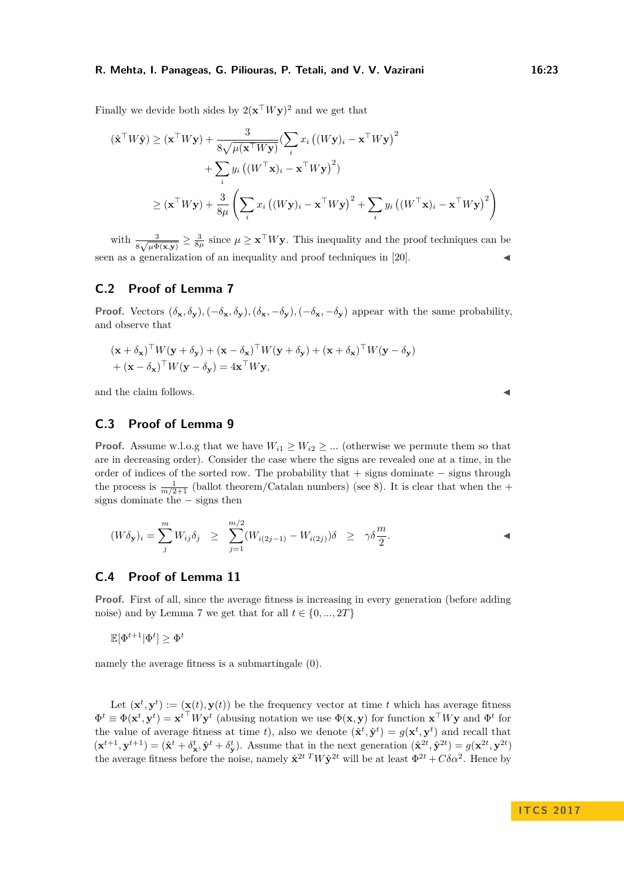Finally we devide both sides by $2(\mathbf{x}^\top W\mathbf{y})^2$ and we get that

$$
\begin{aligned}
(\hat{\mathbf{x}}^\top W\hat{\mathbf{y}}) \geq (\mathbf{x}^\top W\mathbf{y}) + \frac{3}{8\sqrt{\mu(\mathbf{x}^\top W\mathbf{y})}}\Big(\sum_i x_i\left((W\mathbf{y})_i - \mathbf{x}^\top W\mathbf{y}\right)^2 \\
+ \sum_i y_i\left((W^\top\mathbf{x})_i - \mathbf{x}^\top W\mathbf{y}\right)^2\Big) \\
\geq (\mathbf{x}^\top W\mathbf{y}) + \frac{3}{8\mu}\left(\sum_i x_i\left((W\mathbf{y})_i - \mathbf{x}^\top W\mathbf{y}\right)^2 + \sum_i y_i\left((W^\top\mathbf{x})_i - \mathbf{x}^\top W\mathbf{y}\right)^2\right)
\end{aligned}
$$

with $\frac{3}{8\sqrt{\mu\Phi(\mathbf{x},\mathbf{y})}} \geq \frac{3}{8\mu}$ since $\mu \geq \mathbf{x}^\top W\mathbf{y}$. This inequality and the proof techniques can be seen as a generalization of an inequality and proof techniques in [20]. ◀

## C.2 Proof of Lemma 7

**Proof.** Vectors $(\delta_{\mathbf{x}}, \delta_{\mathbf{y}}), (-\delta_{\mathbf{x}}, \delta_{\mathbf{y}}), (\delta_{\mathbf{x}}, -\delta_{\mathbf{y}}), (-\delta_{\mathbf{x}}, -\delta_{\mathbf{y}})$ appear with the same probability, and observe that

$$
\begin{aligned}
&(\mathbf{x}+\delta_{\mathbf{x}})^\top W(\mathbf{y}+\delta_{\mathbf{y}}) + (\mathbf{x}-\delta_{\mathbf{x}})^\top W(\mathbf{y}+\delta_{\mathbf{y}}) + (\mathbf{x}+\delta_{\mathbf{x}})^\top W(\mathbf{y}-\delta_{\mathbf{y}}) \\
&+ (\mathbf{x}-\delta_{\mathbf{x}})^\top W(\mathbf{y}-\delta_{\mathbf{y}}) = 4\mathbf{x}^\top W\mathbf{y},
\end{aligned}
$$

and the claim follows. ◀

## C.3 Proof of Lemma 9

**Proof.** Assume w.l.o.g that we have $W_{i1} \geq W_{i2} \geq ...$ (otherwise we permute them so that are in decreasing order). Consider the case where the signs are revealed one at a time, in the order of indices of the sorted row. The probability that + signs dominate − signs through the process is $\frac{1}{m/2+1}$ (ballot theorem/Catalan numbers) (see 8). It is clear that when the + signs dominate the − signs then

$$
(W\delta_{\mathbf{y}})_i = \sum_j^m W_{ij}\delta_j \quad \geq \quad \sum_{j=1}^{m/2}(W_{i(2j-1)} - W_{i(2j)})\delta \quad \geq \quad \gamma\delta\frac{m}{2}.
$$

◀

## C.4 Proof of Lemma 11

**Proof.** First of all, since the average fitness is increasing in every generation (before adding noise) and by Lemma 7 we get that for all $t \in \{0, ..., 2T\}$

$$
\mathbb{E}[\Phi^{t+1}|\Phi^t] \geq \Phi^t
$$

namely the average fitness is a submartingale (0).

Let $(\mathbf{x}^t, \mathbf{y}^t) := (\mathbf{x}(t), \mathbf{y}(t))$ be the frequency vector at time $t$ which has average fitness $\Phi^t \equiv \Phi(\mathbf{x}^t, \mathbf{y}^t) = {\mathbf{x}^t}^\top W\mathbf{y}^t$ (abusing notation we use $\Phi(\mathbf{x}, \mathbf{y})$ for function $\mathbf{x}^\top W\mathbf{y}$ and $\Phi^t$ for the value of average fitness at time $t$), also we denote $(\hat{\mathbf{x}}^t, \hat{\mathbf{y}}^t) = g(\mathbf{x}^t, \mathbf{y}^t)$ and recall that $(\mathbf{x}^{t+1}, \mathbf{y}^{t+1}) = (\hat{\mathbf{x}}^t + \delta^t_{\mathbf{x}}, \hat{\mathbf{y}}^t + \delta^t_{\mathbf{y}})$. Assume that in the next generation $(\hat{\mathbf{x}}^{2t}, \hat{\mathbf{y}}^{2t}) = g(\mathbf{x}^{2t}, \mathbf{y}^{2t})$ the average fitness before the noise, namely ${\hat{\mathbf{x}}^{2t}}{}^T W\hat{\mathbf{y}}^{2t}$ will be at least $\Phi^{2t} + C\delta\alpha^2$. Hence by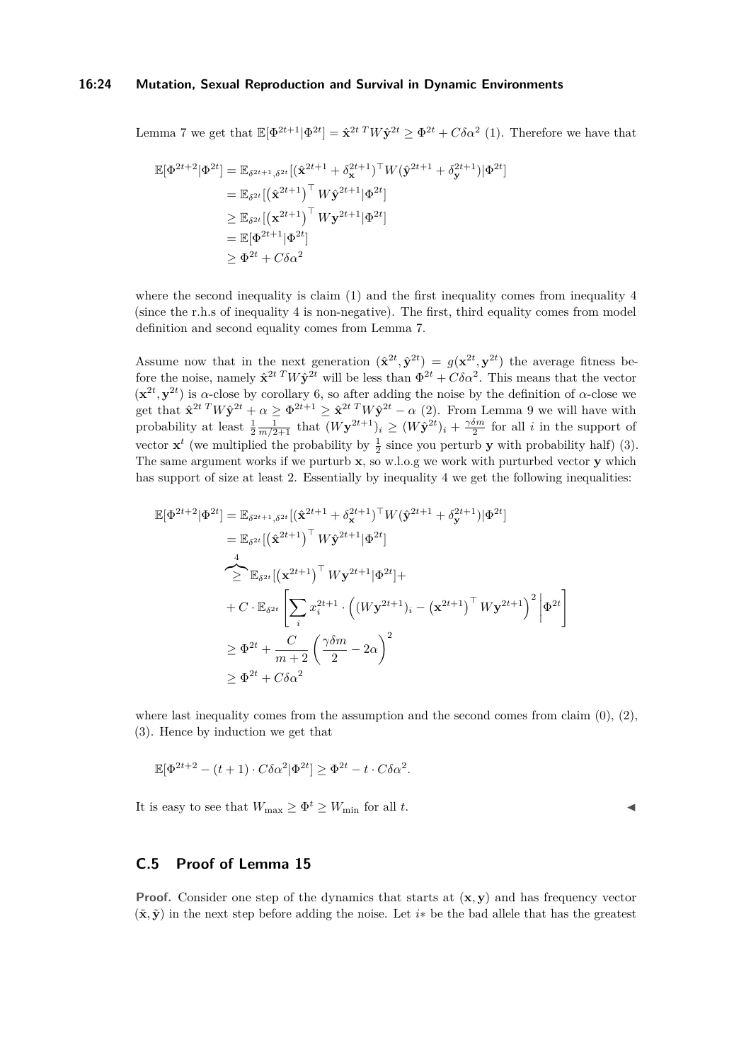Lemma 7 we get that $\mathbb{E}[\Phi^{2t+1}|\Phi^{2t}] = \hat{\mathbf{x}}^{2t\ T}W\hat{\mathbf{y}}^{2t} \geq \Phi^{2t} + C\delta\alpha^2$ (1). Therefore we have that

$$
\begin{aligned}
\mathbb{E}[\Phi^{2t+2}|\Phi^{2t}] &= \mathbb{E}_{\delta^{2t+1},\delta^{2t}}[(\hat{\mathbf{x}}^{2t+1} + \delta_{\mathbf{x}}^{2t+1})^\top W(\hat{\mathbf{y}}^{2t+1} + \delta_{\mathbf{y}}^{2t+1})|\Phi^{2t}] \\
&= \mathbb{E}_{\delta^{2t}}[\left(\hat{\mathbf{x}}^{2t+1}\right)^\top W\hat{\mathbf{y}}^{2t+1}|\Phi^{2t}] \\
&\geq \mathbb{E}_{\delta^{2t}}[\left(\mathbf{x}^{2t+1}\right)^\top W\mathbf{y}^{2t+1}|\Phi^{2t}] \\
&= \mathbb{E}[\Phi^{2t+1}|\Phi^{2t}] \\
&\geq \Phi^{2t} + C\delta\alpha^2
\end{aligned}
$$

where the second inequality is claim (1) and the first inequality comes from inequality 4 (since the r.h.s of inequality 4 is non-negative). The first, third equality comes from model definition and second equality comes from Lemma 7.

Assume now that in the next generation $(\hat{\mathbf{x}}^{2t}, \hat{\mathbf{y}}^{2t}) = g(\mathbf{x}^{2t}, \mathbf{y}^{2t})$ the average fitness before the noise, namely $\hat{\mathbf{x}}^{2t\ T}W\hat{\mathbf{y}}^{2t}$ will be less than $\Phi^{2t} + C\delta\alpha^2$. This means that the vector $(\mathbf{x}^{2t}, \mathbf{y}^{2t})$ is $\alpha$-close by corollary 6, so after adding the noise by the definition of $\alpha$-close we get that $\hat{\mathbf{x}}^{2t\ T}W\hat{\mathbf{y}}^{2t} + \alpha \geq \Phi^{2t+1} \geq \hat{\mathbf{x}}^{2t\ T}W\hat{\mathbf{y}}^{2t} - \alpha$ (2). From Lemma 9 we will have with probability at least $\frac{1}{2}\frac{1}{m/2+1}$ that $(W\mathbf{y}^{2t+1})_i \geq (W\hat{\mathbf{y}}^{2t})_i + \frac{\gamma\delta m}{2}$ for all $i$ in the support of vector $\mathbf{x}^t$ (we multiplied the probability by $\frac{1}{2}$ since you perturb $\mathbf{y}$ with probability half) (3). The same argument works if we purturb $\mathbf{x}$, so w.l.o.g we work with purturbed vector $\mathbf{y}$ which has support of size at least 2. Essentially by inequality 4 we get the following inequalities:

$$
\begin{aligned}
\mathbb{E}[\Phi^{2t+2}|\Phi^{2t}] &= \mathbb{E}_{\delta^{2t+1},\delta^{2t}}[(\hat{\mathbf{x}}^{2t+1} + \delta_{\mathbf{x}}^{2t+1})^\top W(\hat{\mathbf{y}}^{2t+1} + \delta_{\mathbf{y}}^{2t+1})|\Phi^{2t}] \\
&= \mathbb{E}_{\delta^{2t}}[\left(\hat{\mathbf{x}}^{2t+1}\right)^\top W\hat{\mathbf{y}}^{2t+1}|\Phi^{2t}] \\
&\overbrace{\geq}^{4} \mathbb{E}_{\delta^{2t}}[\left(\mathbf{x}^{2t+1}\right)^\top W\mathbf{y}^{2t+1}|\Phi^{2t}] + \\
&+ C \cdot \mathbb{E}_{\delta^{2t}}\left[\sum_i x_i^{2t+1} \cdot \left((W\mathbf{y}^{2t+1})_i - \left(\mathbf{x}^{2t+1}\right)^\top W\mathbf{y}^{2t+1}\right)^2 \middle| \Phi^{2t}\right] \\
&\geq \Phi^{2t} + \frac{C}{m+2}\left(\frac{\gamma\delta m}{2} - 2\alpha\right)^2 \\
&\geq \Phi^{2t} + C\delta\alpha^2
\end{aligned}
$$

where last inequality comes from the assumption and the second comes from claim (0), (2), (3). Hence by induction we get that

$$
\mathbb{E}[\Phi^{2t+2} - (t+1) \cdot C\delta\alpha^2|\Phi^{2t}] \geq \Phi^{2t} - t \cdot C\delta\alpha^2.
$$

It is easy to see that $W_{\max} \geq \Phi^t \geq W_{\min}$ for all $t$. ◀

## C.5 Proof of Lemma 15

**Proof.** Consider one step of the dynamics that starts at $(\mathbf{x}, \mathbf{y})$ and has frequency vector $(\tilde{\mathbf{x}}, \tilde{\mathbf{y}})$ in the next step before adding the noise. Let $i*$ be the bad allele that has the greatest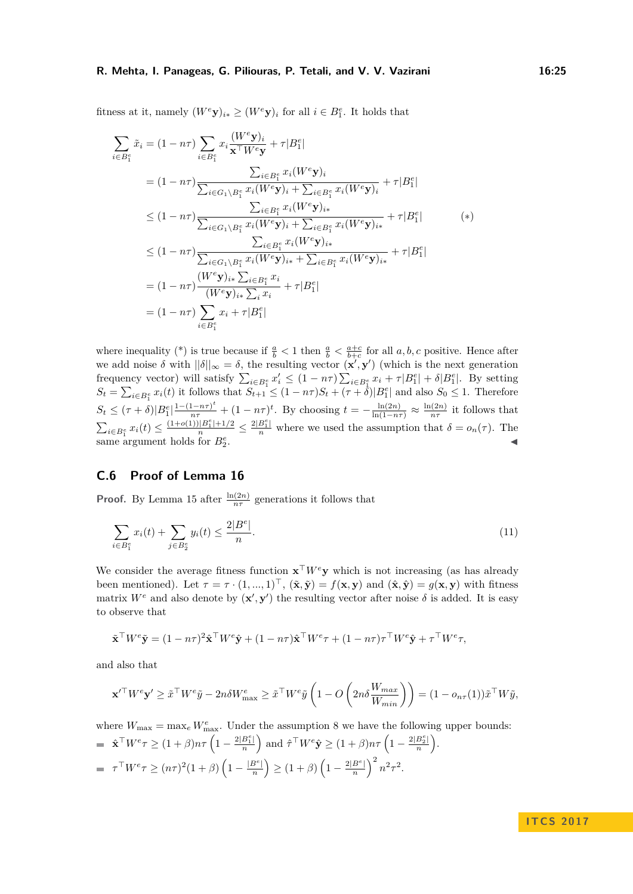fitness at it, namely $(W^e\mathbf{y})_{i*} \geq (W^e\mathbf{y})_i$ for all $i \in B_1^e$. It holds that

$$
\begin{aligned}
\sum_{i\in B_1^e} \tilde{x}_i &= (1-n\tau)\sum_{i\in B_1^e} x_i \frac{(W^e\mathbf{y})_i}{\mathbf{x}^\top W^e\mathbf{y}} + \tau|B_1^e| \\
&= (1-n\tau)\frac{\sum_{i\in B_1^e} x_i (W^e\mathbf{y})_i}{\sum_{i\in G_1\setminus B_1^e} x_i (W^e\mathbf{y})_i + \sum_{i\in B_1^e} x_i (W^e\mathbf{y})_i} + \tau|B_1^e| \\
&\leq (1-n\tau)\frac{\sum_{i\in B_1^e} x_i (W^e\mathbf{y})_{i*}}{\sum_{i\in G_1\setminus B_1^e} x_i (W^e\mathbf{y})_i + \sum_{i\in B_1^e} x_i (W^e\mathbf{y})_{i*}} + \tau|B_1^e| \qquad (*) \\
&\leq (1-n\tau)\frac{\sum_{i\in B_1^e} x_i (W^e\mathbf{y})_{i*}}{\sum_{i\in G_1\setminus B_1^e} x_i (W^e\mathbf{y})_{i*} + \sum_{i\in B_1^e} x_i (W^e\mathbf{y})_{i*}} + \tau|B_1^e| \\
&= (1-n\tau)\frac{(W^e\mathbf{y})_{i*}\sum_{i\in B_1^e} x_i}{(W^e\mathbf{y})_{i*}\sum_i x_i} + \tau|B_1^e| \\
&= (1-n\tau)\sum_{i\in B_1^e} x_i + \tau|B_1^e|
\end{aligned}
$$

where inequality (*) is true because if $\frac{a}{b} < 1$ then $\frac{a}{b} < \frac{a+c}{b+c}$ for all $a, b, c$ positive. Hence after we add noise $\delta$ with $||\delta||_\infty = \delta$, the resulting vector $(\mathbf{x}', \mathbf{y}')$ (which is the next generation frequency vector) will satisfy $\sum_{i\in B_1^e} x'_i \leq (1-n\tau)\sum_{i\in B_1^e} x_i + \tau|B_1^e| + \delta|B_1^e|$. By setting $S_t = \sum_{i\in B_1^e} x_i(t)$ it follows that $S_{t+1} \leq (1-n\tau)S_t + (\tau+\delta)|B_1^e|$ and also $S_0 \leq 1$. Therefore $S_t \leq (\tau+\delta)|B_1^e|\frac{1-(1-n\tau)^t}{n\tau} + (1-n\tau)^t$. By choosing $t = -\frac{\ln(2n)}{\ln(1-n\tau)} \approx \frac{\ln(2n)}{n\tau}$ it follows that $\sum_{i\in B_1^e} x_i(t) \leq \frac{(1+o(1))|B_1^e|+1/2}{n} \leq \frac{2|B_1^e|}{n}$ where we used the assumption that $\delta = o_n(\tau)$. The same argument holds for $B_2^e$. ◀

## C.6 Proof of Lemma 16

**Proof.** By Lemma 15 after $\frac{\ln(2n)}{n\tau}$ generations it follows that

$$\sum_{i\in B_1^e} x_i(t) + \sum_{j\in B_2^e} y_i(t) \leq \frac{2|B^e|}{n}. \tag{11}$$

We consider the average fitness function $\mathbf{x}^\top W^e\mathbf{y}$ which is not increasing (as has already been mentioned). Let $\tau = \tau\cdot(1,...,1)^\top$, $(\tilde{\mathbf{x}},\tilde{\mathbf{y}}) = f(\mathbf{x},\mathbf{y})$ and $(\hat{\mathbf{x}},\hat{\mathbf{y}}) = g(\mathbf{x},\mathbf{y})$ with fitness matrix $W^e$ and also denote by $(\mathbf{x}',\mathbf{y}')$ the resulting vector after noise $\delta$ is added. It is easy to observe that

$$\tilde{\mathbf{x}}^\top W^e\tilde{\mathbf{y}} = (1-n\tau)^2\hat{\mathbf{x}}^\top W^e\hat{\mathbf{y}} + (1-n\tau)\hat{\mathbf{x}}^\top W^e\tau + (1-n\tau)\tau^\top W^e\hat{\mathbf{y}} + \tau^\top W^e\tau,$$

and also that

$$\mathbf{x}'^\top W^e\mathbf{y}' \geq \tilde{x}^\top W^e\tilde{y} - 2n\delta W^e_{\max} \geq \tilde{x}^\top W^e\tilde{y}\left(1 - O\left(2n\delta\frac{W_{max}}{W_{min}}\right)\right) = (1-o_{n\tau}(1))\tilde{x}^\top W\tilde{y},$$

where $W_{\max} = \max_e W^e_{\max}$. Under the assumption 8 we have the following upper bounds:

- $\hat{\mathbf{x}}^\top W^e\tau \geq (1+\beta)n\tau\left(1-\frac{2|B_1^e|}{n}\right)$ and $\hat{\tau}^\top W^e\hat{\mathbf{y}} \geq (1+\beta)n\tau\left(1-\frac{2|B_2^e|}{n}\right)$.
- $\tau^\top W^e\tau \geq (n\tau)^2(1+\beta)\left(1-\frac{|B^e|}{n}\right) \geq (1+\beta)\left(1-\frac{2|B^e|}{n}\right)^2 n^2\tau^2$.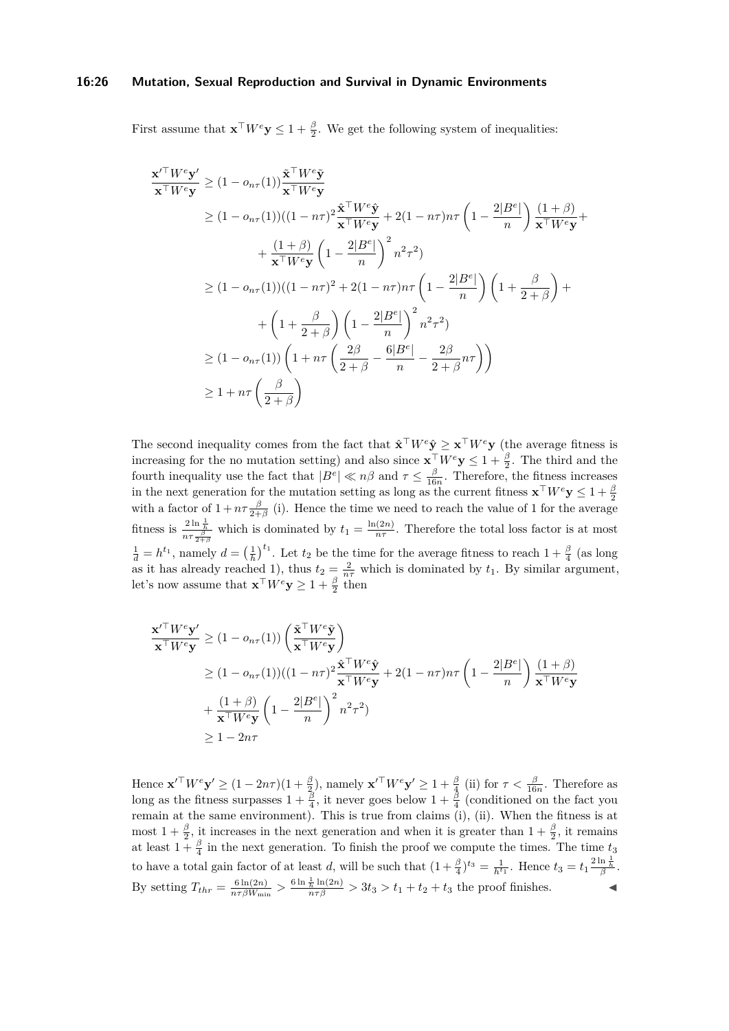First assume that $\mathbf{x}^\top W^e \mathbf{y} \leq 1 + \frac{\beta}{2}$. We get the following system of inequalities:

$$
\begin{aligned}
\frac{\mathbf{x}'^\top W^e \mathbf{y}'}{\mathbf{x}^\top W^e \mathbf{y}} &\geq (1 - o_{n\tau}(1)) \frac{\tilde{\mathbf{x}}^\top W^e \tilde{\mathbf{y}}}{\mathbf{x}^\top W^e \mathbf{y}} \\
&\geq (1 - o_{n\tau}(1))((1 - n\tau)^2 \frac{\hat{\mathbf{x}}^\top W^e \hat{\mathbf{y}}}{\mathbf{x}^\top W^e \mathbf{y}} + 2(1 - n\tau)n\tau \left(1 - \frac{2|B^e|}{n}\right) \frac{(1+\beta)}{\mathbf{x}^\top W^e \mathbf{y}} + \\
&\quad + \frac{(1+\beta)}{\mathbf{x}^\top W^e \mathbf{y}} \left(1 - \frac{2|B^e|}{n}\right)^2 n^2 \tau^2) \\
&\geq (1 - o_{n\tau}(1))((1 - n\tau)^2 + 2(1 - n\tau)n\tau \left(1 - \frac{2|B^e|}{n}\right)\left(1 + \frac{\beta}{2+\beta}\right) + \\
&\quad + \left(1 + \frac{\beta}{2+\beta}\right)\left(1 - \frac{2|B^e|}{n}\right)^2 n^2 \tau^2) \\
&\geq (1 - o_{n\tau}(1)) \left(1 + n\tau \left(\frac{2\beta}{2+\beta} - \frac{6|B^e|}{n} - \frac{2\beta}{2+\beta} n\tau\right)\right) \\
&\geq 1 + n\tau \left(\frac{\beta}{2+\beta}\right)
\end{aligned}
$$

The second inequality comes from the fact that $\hat{\mathbf{x}}^\top W^e \hat{\mathbf{y}} \geq \mathbf{x}^\top W^e \mathbf{y}$ (the average fitness is increasing for the no mutation setting) and also since $\mathbf{x}^\top W^e \mathbf{y} \leq 1 + \frac{\beta}{2}$. The third and the fourth inequality use the fact that $|B^e| \ll n\beta$ and $\tau \leq \frac{\beta}{16n}$. Therefore, the fitness increases in the next generation for the mutation setting as long as the current fitness $\mathbf{x}^\top W^e \mathbf{y} \leq 1 + \frac{\beta}{2}$ with a factor of $1 + n\tau \frac{\beta}{2+\beta}$ (i). Hence the time we need to reach the value of 1 for the average fitness is $\frac{2 \ln \frac{1}{h}}{n\tau \frac{\beta}{2+\beta}}$ which is dominated by $t_1 = \frac{\ln(2n)}{n\tau}$. Therefore the total loss factor is at most $\frac{1}{d} = h^{t_1}$, namely $d = \left(\frac{1}{h}\right)^{t_1}$. Let $t_2$ be the time for the average fitness to reach $1 + \frac{\beta}{4}$ (as long as it has already reached 1), thus $t_2 = \frac{2}{n\tau}$ which is dominated by $t_1$. By similar argument, let's now assume that $\mathbf{x}^\top W^e \mathbf{y} \geq 1 + \frac{\beta}{2}$ then

$$
\begin{aligned}
\frac{\mathbf{x}'^\top W^e \mathbf{y}'}{\mathbf{x}^\top W^e \mathbf{y}} &\geq (1 - o_{n\tau}(1)) \left(\frac{\tilde{\mathbf{x}}^\top W^e \tilde{\mathbf{y}}}{\mathbf{x}^\top W^e \mathbf{y}}\right) \\
&\geq (1 - o_{n\tau}(1))((1 - n\tau)^2 \frac{\hat{\mathbf{x}}^\top W^e \hat{\mathbf{y}}}{\mathbf{x}^\top W^e \mathbf{y}} + 2(1 - n\tau)n\tau \left(1 - \frac{2|B^e|}{n}\right) \frac{(1+\beta)}{\mathbf{x}^\top W^e \mathbf{y}} \\
&\quad + \frac{(1+\beta)}{\mathbf{x}^\top W^e \mathbf{y}} \left(1 - \frac{2|B^e|}{n}\right)^2 n^2 \tau^2) \\
&\geq 1 - 2n\tau
\end{aligned}
$$

Hence $\mathbf{x}'^\top W^e \mathbf{y}' \geq (1 - 2n\tau)(1 + \frac{\beta}{2})$, namely $\mathbf{x}'^\top W^e \mathbf{y}' \geq 1 + \frac{\beta}{4}$ (ii) for $\tau < \frac{\beta}{16n}$. Therefore as long as the fitness surpasses $1 + \frac{\beta}{4}$, it never goes below $1 + \frac{\beta}{4}$ (conditioned on the fact you remain at the same environment). This is true from claims (i), (ii). When the fitness is at most $1 + \frac{\beta}{2}$, it increases in the next generation and when it is greater than $1 + \frac{\beta}{2}$, it remains at least $1 + \frac{\beta}{4}$ in the next generation. To finish the proof we compute the times. The time $t_3$ to have a total gain factor of at least $d$, will be such that $(1 + \frac{\beta}{4})^{t_3} = \frac{1}{h^{t_1}}$. Hence $t_3 = t_1 \frac{2 \ln \frac{1}{h}}{\beta}$. By setting $T_{thr} = \frac{6 \ln(2n)}{n\tau\beta W_{\min}} > \frac{6 \ln \frac{1}{h} \ln(2n)}{n\tau\beta} > 3t_3 > t_1 + t_2 + t_3$ the proof finishes. ◀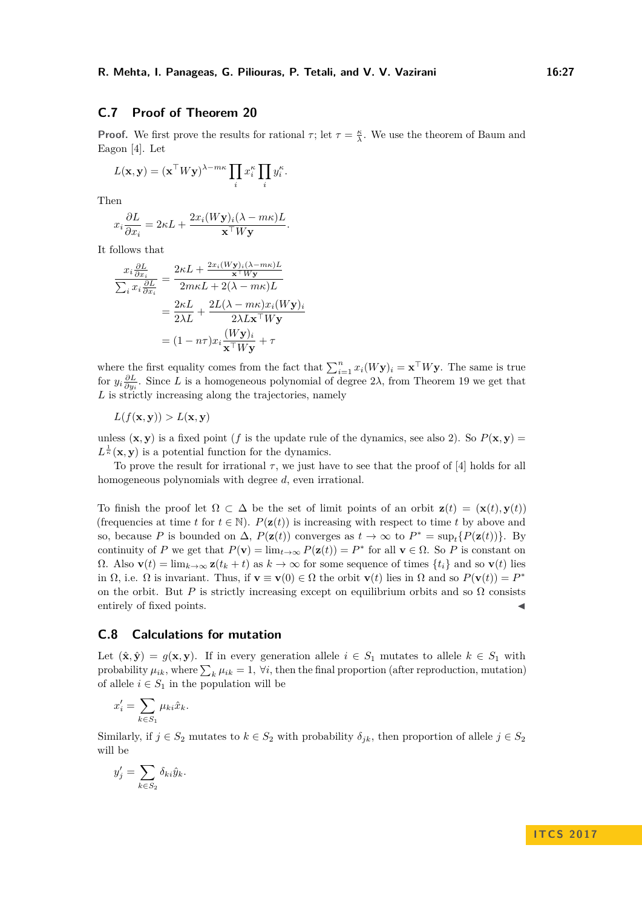## C.7 Proof of Theorem 20

**Proof.** We first prove the results for rational $\tau$; let $\tau = \frac{\kappa}{\lambda}$. We use the theorem of Baum and Eagon [4]. Let

$$L(\mathbf{x}, \mathbf{y}) = (\mathbf{x}^\top W \mathbf{y})^{\lambda - m\kappa} \prod_i x_i^\kappa \prod_i y_i^\kappa.$$

Then

$$x_i \frac{\partial L}{\partial x_i} = 2\kappa L + \frac{2x_i (W\mathbf{y})_i (\lambda - m\kappa) L}{\mathbf{x}^\top W \mathbf{y}}.$$

It follows that

$$\begin{aligned}
\frac{x_i \frac{\partial L}{\partial x_i}}{\sum_i x_i \frac{\partial L}{\partial x_i}} &= \frac{2\kappa L + \frac{2x_i (W\mathbf{y})_i (\lambda - m\kappa) L}{\mathbf{x}^\top W \mathbf{y}}}{2m\kappa L + 2(\lambda - m\kappa) L} \\
&= \frac{2\kappa L}{2\lambda L} + \frac{2L(\lambda - m\kappa) x_i (W\mathbf{y})_i}{2\lambda L \mathbf{x}^\top W \mathbf{y}} \\
&= (1 - n\tau) x_i \frac{(W\mathbf{y})_i}{\mathbf{x}^\top W \mathbf{y}} + \tau
\end{aligned}$$

where the first equality comes from the fact that $\sum_{i=1}^n x_i (W\mathbf{y})_i = \mathbf{x}^\top W \mathbf{y}$. The same is true for $y_i \frac{\partial L}{\partial y_i}$. Since $L$ is a homogeneous polynomial of degree $2\lambda$, from Theorem 19 we get that $L$ is strictly increasing along the trajectories, namely

$$L(f(\mathbf{x}, \mathbf{y})) > L(\mathbf{x}, \mathbf{y})$$

unless $(\mathbf{x}, \mathbf{y})$ is a fixed point ($f$ is the update rule of the dynamics, see also 2). So $P(\mathbf{x}, \mathbf{y}) = L^{\frac{1}{\kappa}}(\mathbf{x}, \mathbf{y})$ is a potential function for the dynamics.

To prove the result for irrational $\tau$, we just have to see that the proof of [4] holds for all homogeneous polynomials with degree $d$, even irrational.

To finish the proof let $\Omega \subset \Delta$ be the set of limit points of an orbit $\mathbf{z}(t) = (\mathbf{x}(t), \mathbf{y}(t))$ (frequencies at time $t$ for $t \in \mathbb{N}$). $P(\mathbf{z}(t))$ is increasing with respect to time $t$ by above and so, because $P$ is bounded on $\Delta$, $P(\mathbf{z}(t))$ converges as $t \to \infty$ to $P^* = \sup_t \{P(\mathbf{z}(t))\}$. By continuity of $P$ we get that $P(\mathbf{v}) = \lim_{t \to \infty} P(\mathbf{z}(t)) = P^*$ for all $\mathbf{v} \in \Omega$. So $P$ is constant on $\Omega$. Also $\mathbf{v}(t) = \lim_{k \to \infty} \mathbf{z}(t_k + t)$ as $k \to \infty$ for some sequence of times $\{t_i\}$ and so $\mathbf{v}(t)$ lies in $\Omega$, i.e. $\Omega$ is invariant. Thus, if $\mathbf{v} \equiv \mathbf{v}(0) \in \Omega$ the orbit $\mathbf{v}(t)$ lies in $\Omega$ and so $P(\mathbf{v}(t)) = P^*$ on the orbit. But $P$ is strictly increasing except on equilibrium orbits and so $\Omega$ consists entirely of fixed points. ◀

## C.8 Calculations for mutation

Let $(\hat{\mathbf{x}}, \hat{\mathbf{y}}) = g(\mathbf{x}, \mathbf{y})$. If in every generation allele $i \in S_1$ mutates to allele $k \in S_1$ with probability $\mu_{ik}$, where $\sum_k \mu_{ik} = 1$, $\forall i$, then the final proportion (after reproduction, mutation) of allele $i \in S_1$ in the population will be

$$x'_i = \sum_{k \in S_1} \mu_{ki} \hat{x}_k.$$

Similarly, if $j \in S_2$ mutates to $k \in S_2$ with probability $\delta_{jk}$, then proportion of allele $j \in S_2$ will be

$$y'_j = \sum_{k \in S_2} \delta_{ki} \hat{y}_k.$$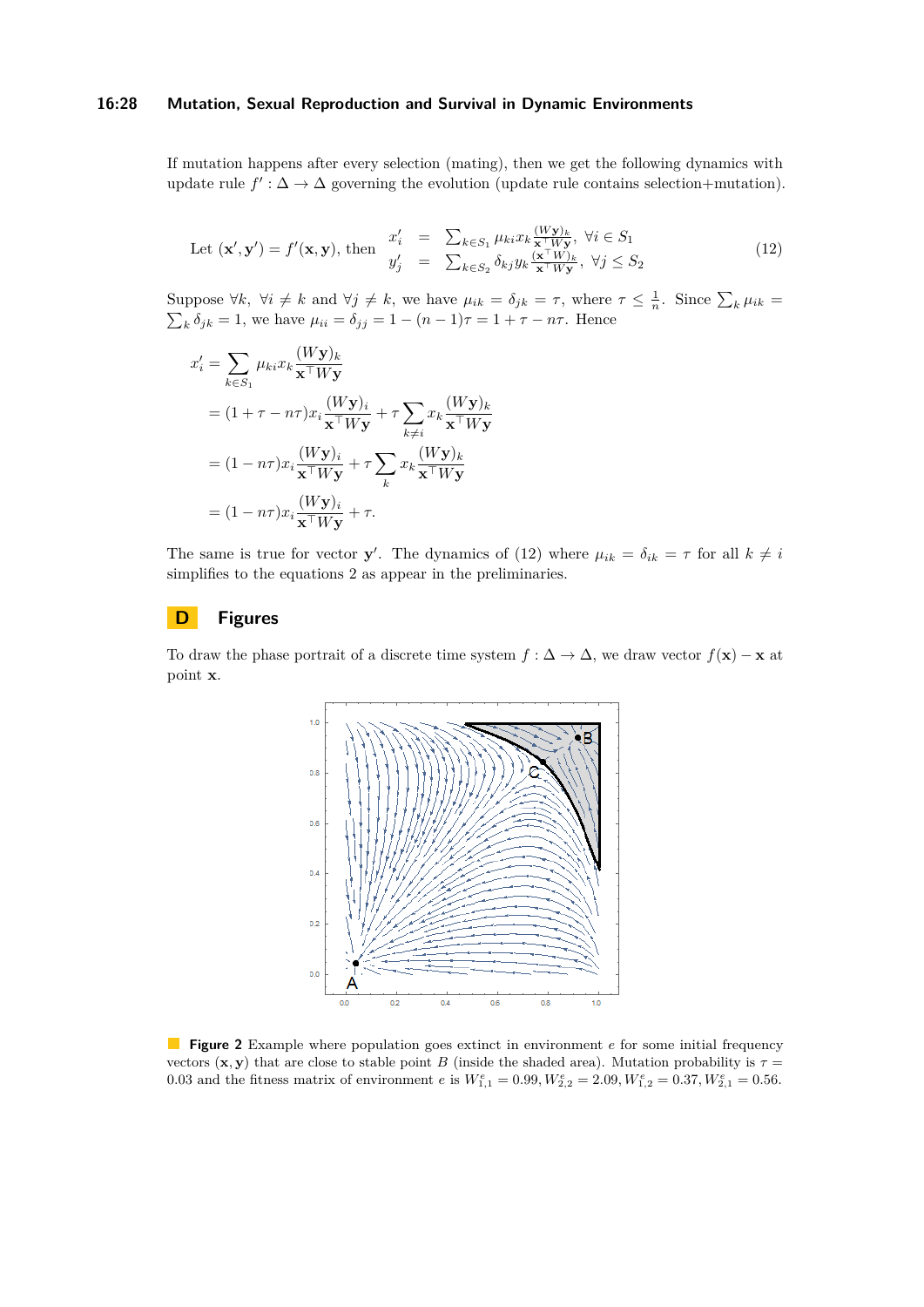If mutation happens after every selection (mating), then we get the following dynamics with update rule $f' : \Delta \to \Delta$ governing the evolution (update rule contains selection+mutation).

$$\text{Let } (\mathbf{x}', \mathbf{y}') = f'(\mathbf{x}, \mathbf{y}), \text{ then } \begin{array}{rcl} x'_i & = & \sum_{k \in S_1} \mu_{ki} x_k \frac{(W\mathbf{y})_k}{\mathbf{x}^\top W \mathbf{y}}, \ \forall i \in S_1 \\ y'_j & = & \sum_{k \in S_2} \delta_{kj} y_k \frac{(\mathbf{x}^\top W)_k}{\mathbf{x}^\top W \mathbf{y}}, \ \forall j \leq S_2 \end{array} \tag{12}$$

Suppose $\forall k$, $\forall i \neq k$ and $\forall j \neq k$, we have $\mu_{ik} = \delta_{jk} = \tau$, where $\tau \leq \frac{1}{n}$. Since $\sum_k \mu_{ik} = \sum_k \delta_{jk} = 1$, we have $\mu_{ii} = \delta_{jj} = 1 - (n-1)\tau = 1 + \tau - n\tau$. Hence

$$\begin{aligned} x'_i &= \sum_{k \in S_1} \mu_{ki} x_k \frac{(W\mathbf{y})_k}{\mathbf{x}^\top W \mathbf{y}} \\ &= (1 + \tau - n\tau) x_i \frac{(W\mathbf{y})_i}{\mathbf{x}^\top W \mathbf{y}} + \tau \sum_{k \neq i} x_k \frac{(W\mathbf{y})_k}{\mathbf{x}^\top W \mathbf{y}} \\ &= (1 - n\tau) x_i \frac{(W\mathbf{y})_i}{\mathbf{x}^\top W \mathbf{y}} + \tau \sum_k x_k \frac{(W\mathbf{y})_k}{\mathbf{x}^\top W \mathbf{y}} \\ &= (1 - n\tau) x_i \frac{(W\mathbf{y})_i}{\mathbf{x}^\top W \mathbf{y}} + \tau. \end{aligned}$$

The same is true for vector $\mathbf{y}'$. The dynamics of (12) where $\mu_{ik} = \delta_{ik} = \tau$ for all $k \neq i$ simplifies to the equations 2 as appear in the preliminaries.

## D Figures

To draw the phase portrait of a discrete time system $f : \Delta \to \Delta$, we draw vector $f(\mathbf{x}) - \mathbf{x}$ at point $\mathbf{x}$.

1.0
0.8
0.6
0.4
0.2
0.0
0.0 0.2 0.4 0.6 0.8 1.0
A
B
C

**Figure 2** Example where population goes extinct in environment $e$ for some initial frequency vectors $(\mathbf{x}, \mathbf{y})$ that are close to stable point $B$ (inside the shaded area). Mutation probability is $\tau = 0.03$ and the fitness matrix of environment $e$ is $W^e_{1,1} = 0.99, W^e_{2,2} = 2.09, W^e_{1,2} = 0.37, W^e_{2,1} = 0.56$.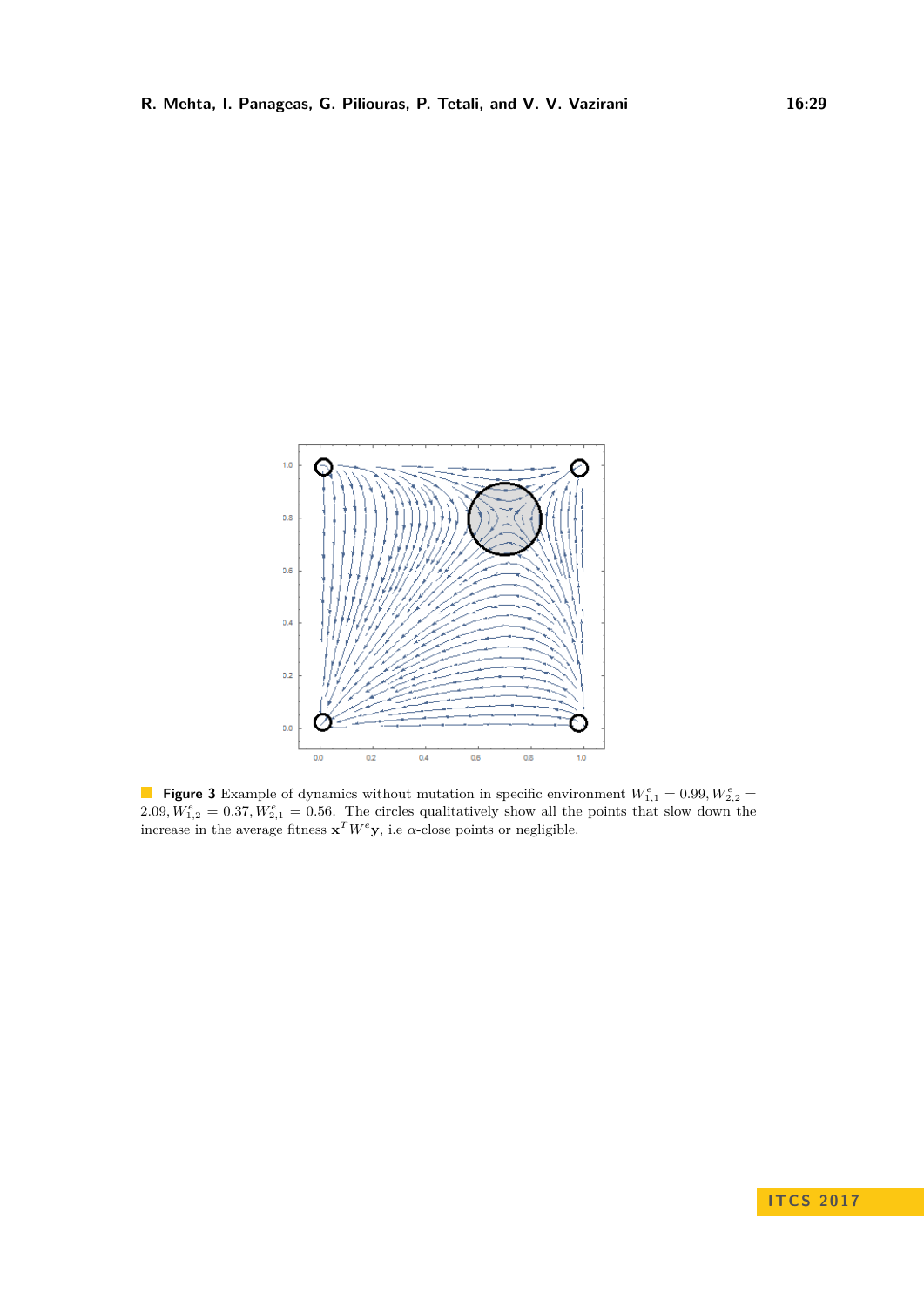1.0

0.8

0.6

0.4

0.2

0.0

0.0

0.2

0.4

0.6

0.8

1.0

**Figure 3** Example of dynamics without mutation in specific environment $W^e_{1,1} = 0.99, W^e_{2,2} = 2.09, W^e_{1,2} = 0.37, W^e_{2,1} = 0.56$. The circles qualitatively show all the points that slow down the increase in the average fitness $\mathbf{x}^T W^e \mathbf{y}$, i.e $\alpha$-close points or negligible.